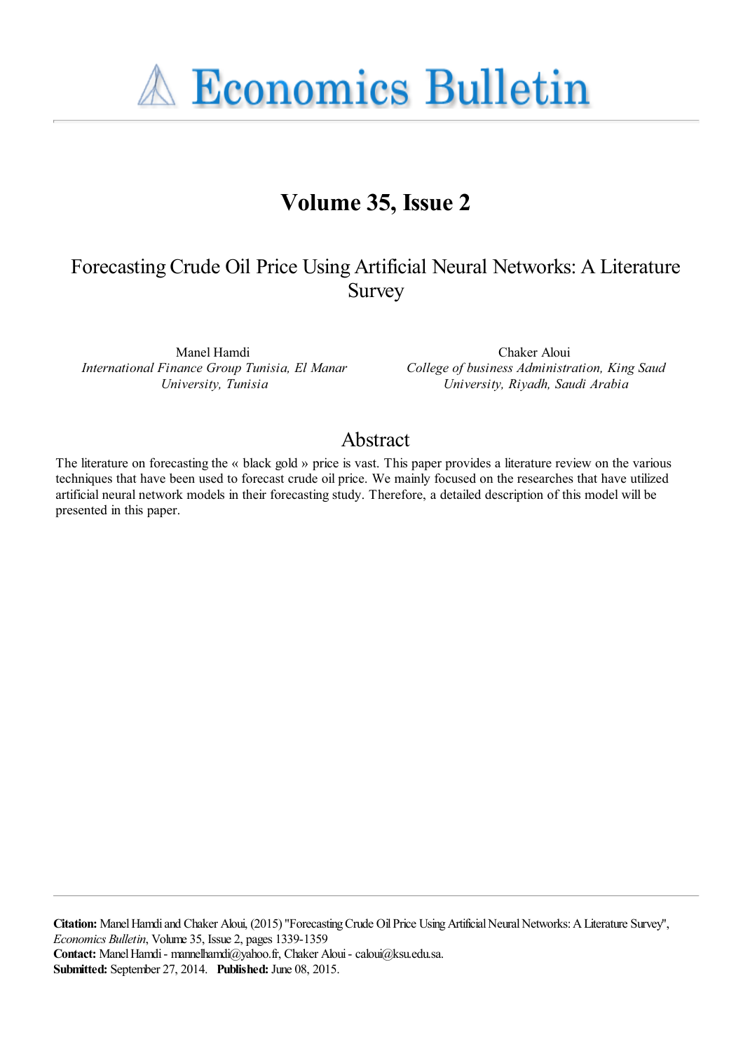# Economics Bulletin

## Volume 35, Issue 2

# Forecasting Crude Oil Price Using Artificial Neural Networks: A Literature Survey

Manel Hamdi
*International Finance Group Tunisia, El Manar University, Tunisia*

Chaker Aloui
*College of business Administration, King Saud University, Riyadh, Saudi Arabia*

## Abstract

The literature on forecasting the « black gold » price is vast. This paper provides a literature review on the various techniques that have been used to forecast crude oil price. We mainly focused on the researches that have utilized artificial neural network models in their forecasting study. Therefore, a detailed description of this model will be presented in this paper.

**Citation:** Manel Hamdi and Chaker Aloui, (2015) "Forecasting Crude Oil Price Using Artificial Neural Networks: A Literature Survey", *Economics Bulletin*, Volume 35, Issue 2, pages 1339-1359
**Contact:** Manel Hamdi - mannelhamdi@yahoo.fr, Chaker Aloui - caloui@ksu.edu.sa.
**Submitted:** September 27, 2014. **Published:** June 08, 2015.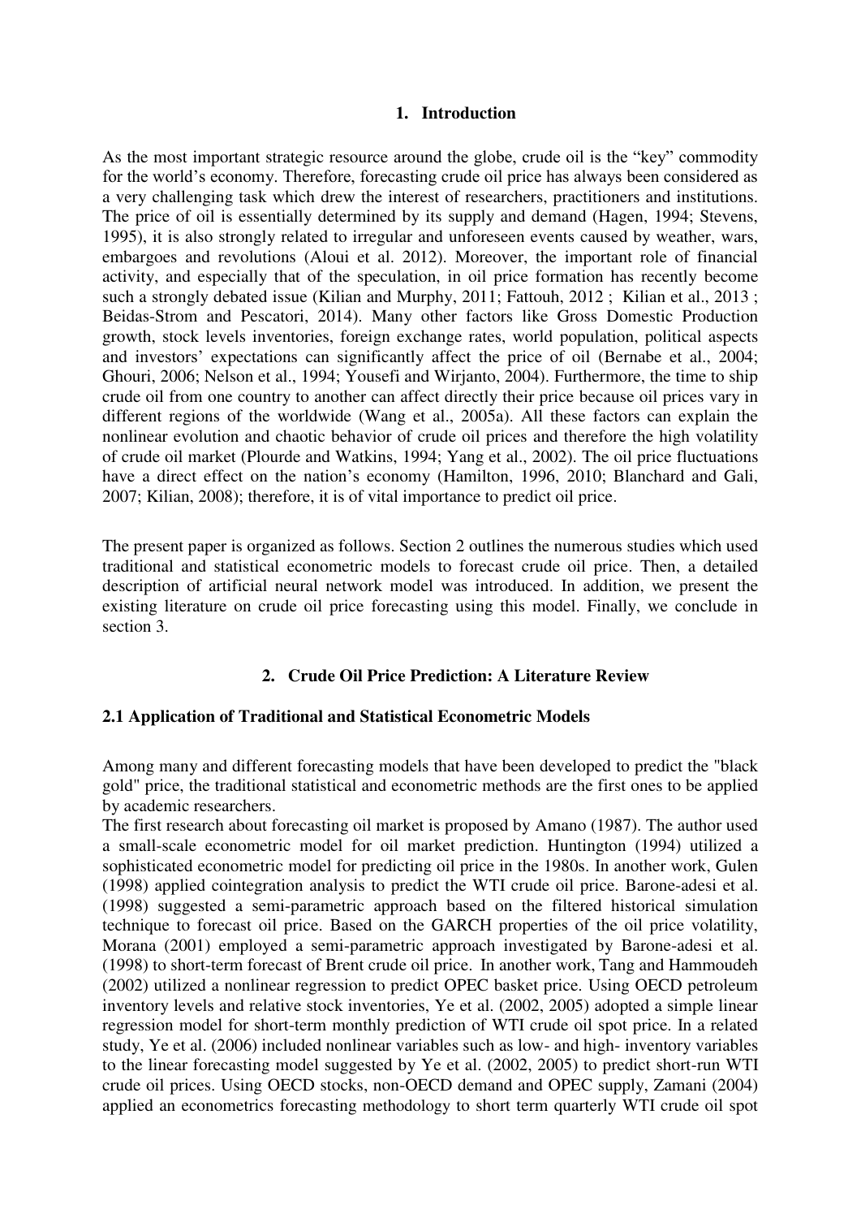## 1. Introduction

As the most important strategic resource around the globe, crude oil is the "key" commodity for the world's economy. Therefore, forecasting crude oil price has always been considered as a very challenging task which drew the interest of researchers, practitioners and institutions. The price of oil is essentially determined by its supply and demand (Hagen, 1994; Stevens, 1995), it is also strongly related to irregular and unforeseen events caused by weather, wars, embargoes and revolutions (Aloui et al. 2012). Moreover, the important role of financial activity, and especially that of the speculation, in oil price formation has recently become such a strongly debated issue (Kilian and Murphy, 2011; Fattouh, 2012 ; Kilian et al., 2013 ; Beidas-Strom and Pescatori, 2014). Many other factors like Gross Domestic Production growth, stock levels inventories, foreign exchange rates, world population, political aspects and investors' expectations can significantly affect the price of oil (Bernabe et al., 2004; Ghouri, 2006; Nelson et al., 1994; Yousefi and Wirjanto, 2004). Furthermore, the time to ship crude oil from one country to another can affect directly their price because oil prices vary in different regions of the worldwide (Wang et al., 2005a). All these factors can explain the nonlinear evolution and chaotic behavior of crude oil prices and therefore the high volatility of crude oil market (Plourde and Watkins, 1994; Yang et al., 2002). The oil price fluctuations have a direct effect on the nation's economy (Hamilton, 1996, 2010; Blanchard and Gali, 2007; Kilian, 2008); therefore, it is of vital importance to predict oil price.

The present paper is organized as follows. Section 2 outlines the numerous studies which used traditional and statistical econometric models to forecast crude oil price. Then, a detailed description of artificial neural network model was introduced. In addition, we present the existing literature on crude oil price forecasting using this model. Finally, we conclude in section 3.

## 2. Crude Oil Price Prediction: A Literature Review

### 2.1 Application of Traditional and Statistical Econometric Models

Among many and different forecasting models that have been developed to predict the "black gold" price, the traditional statistical and econometric methods are the first ones to be applied by academic researchers.

The first research about forecasting oil market is proposed by Amano (1987). The author used a small-scale econometric model for oil market prediction. Huntington (1994) utilized a sophisticated econometric model for predicting oil price in the 1980s. In another work, Gulen (1998) applied cointegration analysis to predict the WTI crude oil price. Barone-adesi et al. (1998) suggested a semi-parametric approach based on the filtered historical simulation technique to forecast oil price. Based on the GARCH properties of the oil price volatility, Morana (2001) employed a semi-parametric approach investigated by Barone-adesi et al. (1998) to short-term forecast of Brent crude oil price. In another work, Tang and Hammoudeh (2002) utilized a nonlinear regression to predict OPEC basket price. Using OECD petroleum inventory levels and relative stock inventories, Ye et al. (2002, 2005) adopted a simple linear regression model for short-term monthly prediction of WTI crude oil spot price. In a related study, Ye et al. (2006) included nonlinear variables such as low- and high- inventory variables to the linear forecasting model suggested by Ye et al. (2002, 2005) to predict short-run WTI crude oil prices. Using OECD stocks, non-OECD demand and OPEC supply, Zamani (2004) applied an econometrics forecasting methodology to short term quarterly WTI crude oil spot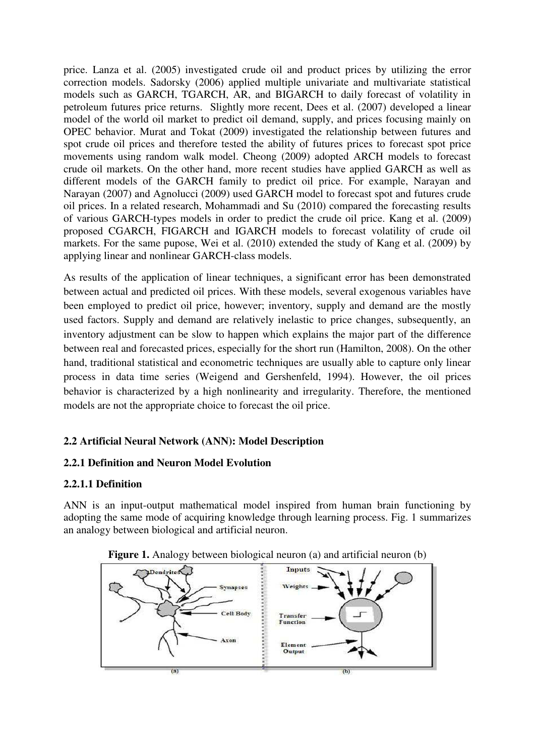price. Lanza et al. (2005) investigated crude oil and product prices by utilizing the error correction models. Sadorsky (2006) applied multiple univariate and multivariate statistical models such as GARCH, TGARCH, AR, and BIGARCH to daily forecast of volatility in petroleum futures price returns. Slightly more recent, Dees et al. (2007) developed a linear model of the world oil market to predict oil demand, supply, and prices focusing mainly on OPEC behavior. Murat and Tokat (2009) investigated the relationship between futures and spot crude oil prices and therefore tested the ability of futures prices to forecast spot price movements using random walk model. Cheong (2009) adopted ARCH models to forecast crude oil markets. On the other hand, more recent studies have applied GARCH as well as different models of the GARCH family to predict oil price. For example, Narayan and Narayan (2007) and Agnolucci (2009) used GARCH model to forecast spot and futures crude oil prices. In a related research, Mohammadi and Su (2010) compared the forecasting results of various GARCH-types models in order to predict the crude oil price. Kang et al. (2009) proposed CGARCH, FIGARCH and IGARCH models to forecast volatility of crude oil markets. For the same pupose, Wei et al. (2010) extended the study of Kang et al. (2009) by applying linear and nonlinear GARCH-class models.

As results of the application of linear techniques, a significant error has been demonstrated between actual and predicted oil prices. With these models, several exogenous variables have been employed to predict oil price, however; inventory, supply and demand are the mostly used factors. Supply and demand are relatively inelastic to price changes, subsequently, an inventory adjustment can be slow to happen which explains the major part of the difference between real and forecasted prices, especially for the short run (Hamilton, 2008). On the other hand, traditional statistical and econometric techniques are usually able to capture only linear process in data time series (Weigend and Gershenfeld, 1994). However, the oil prices behavior is characterized by a high nonlinearity and irregularity. Therefore, the mentioned models are not the appropriate choice to forecast the oil price.

### 2.2 Artificial Neural Network (ANN): Model Description

#### 2.2.1 Definition and Neuron Model Evolution

##### 2.2.1.1 Definition

ANN is an input-output mathematical model inspired from human brain functioning by adopting the same mode of acquiring knowledge through learning process. Fig. 1 summarizes an analogy between biological and artificial neuron.

**Figure 1.** Analogy between biological neuron (a) and artificial neuron (b)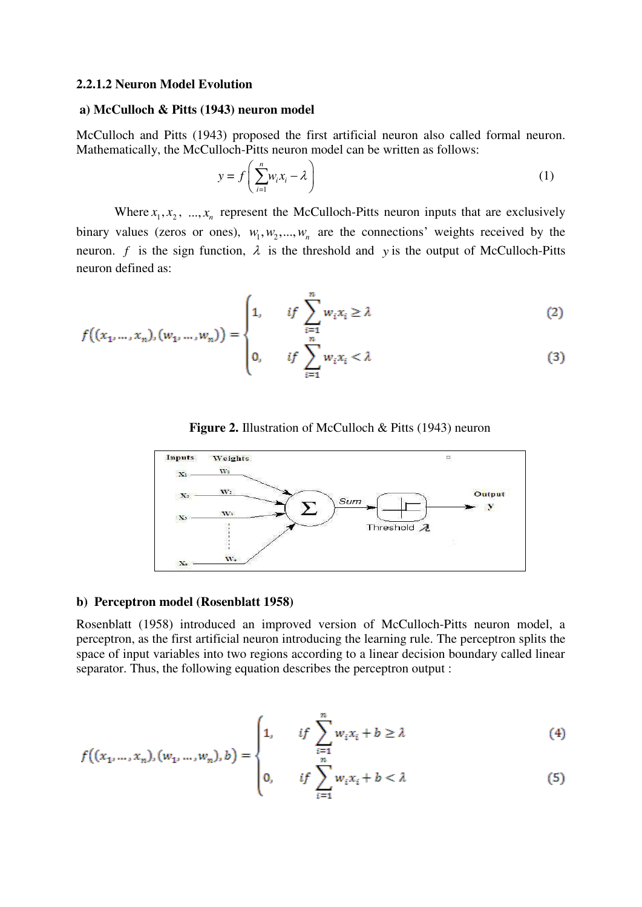### 2.2.1.2 Neuron Model Evolution

**a) McCulloch & Pitts (1943) neuron model**

McCulloch and Pitts (1943) proposed the first artificial neuron also called formal neuron. Mathematically, the McCulloch-Pitts neuron model can be written as follows:

$$y = f\left(\sum_{i=1}^{n} w_i x_i - \lambda\right) \tag{1}$$

Where $x_1, x_2, ..., x_n$ represent the McCulloch-Pitts neuron inputs that are exclusively binary values (zeros or ones), $w_1, w_2, ..., w_n$ are the connections' weights received by the neuron. $f$ is the sign function, $\lambda$ is the threshold and $y$ is the output of McCulloch-Pitts neuron defined as:

$$f((x_1, ..., x_n), (w_1, ..., w_n)) = \begin{cases} 1, & if \sum_{i=1}^{n} w_i x_i \geq \lambda & (2) \\ 0, & if \sum_{i=1}^{n} w_i x_i < \lambda & (3) \end{cases}$$

**Figure 2.** Illustration of McCulloch & Pitts (1943) neuron

**b) Perceptron model (Rosenblatt 1958)**

Rosenblatt (1958) introduced an improved version of McCulloch-Pitts neuron model, a perceptron, as the first artificial neuron introducing the learning rule. The perceptron splits the space of input variables into two regions according to a linear decision boundary called linear separator. Thus, the following equation describes the perceptron output :

$$f((x_1, ..., x_n), (w_1, ..., w_n), b) = \begin{cases} 1, & if \sum_{i=1}^{n} w_i x_i + b \geq \lambda & (4) \\ 0, & if \sum_{i=1}^{n} w_i x_i + b < \lambda & (5) \end{cases}$$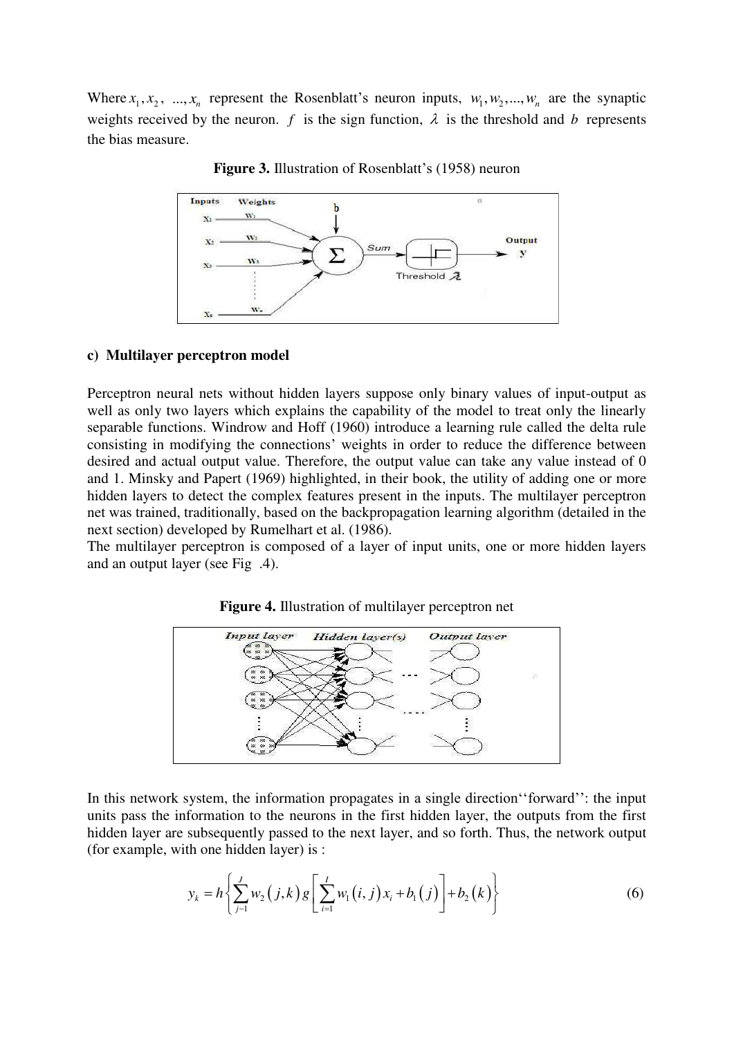Where $x_1, x_2, ..., x_n$ represent the Rosenblatt's neuron inputs, $w_1, w_2, ..., w_n$ are the synaptic weights received by the neuron. $f$ is the sign function, $\lambda$ is the threshold and $b$ represents the bias measure.

**Figure 3.** Illustration of Rosenblatt's (1958) neuron

**c) Multilayer perceptron model**

Perceptron neural nets without hidden layers suppose only binary values of input-output as well as only two layers which explains the capability of the model to treat only the linearly separable functions. Windrow and Hoff (1960) introduce a learning rule called the delta rule consisting in modifying the connections' weights in order to reduce the difference between desired and actual output value. Therefore, the output value can take any value instead of 0 and 1. Minsky and Papert (1969) highlighted, in their book, the utility of adding one or more hidden layers to detect the complex features present in the inputs. The multilayer perceptron net was trained, traditionally, based on the backpropagation learning algorithm (detailed in the next section) developed by Rumelhart et al. (1986).

The multilayer perceptron is composed of a layer of input units, one or more hidden layers and an output layer (see Fig .4).

**Figure 4.** Illustration of multilayer perceptron net

In this network system, the information propagates in a single direction''forward'': the input units pass the information to the neurons in the first hidden layer, the outputs from the first hidden layer are subsequently passed to the next layer, and so forth. Thus, the network output (for example, with one hidden layer) is :

$$y_k = h\left\{\sum_{j=1}^{J} w_2(j,k)\, g\left[\sum_{i=1}^{I} w_1(i,j)\, x_i + b_1(j)\right] + b_2(k)\right\} \tag{6}$$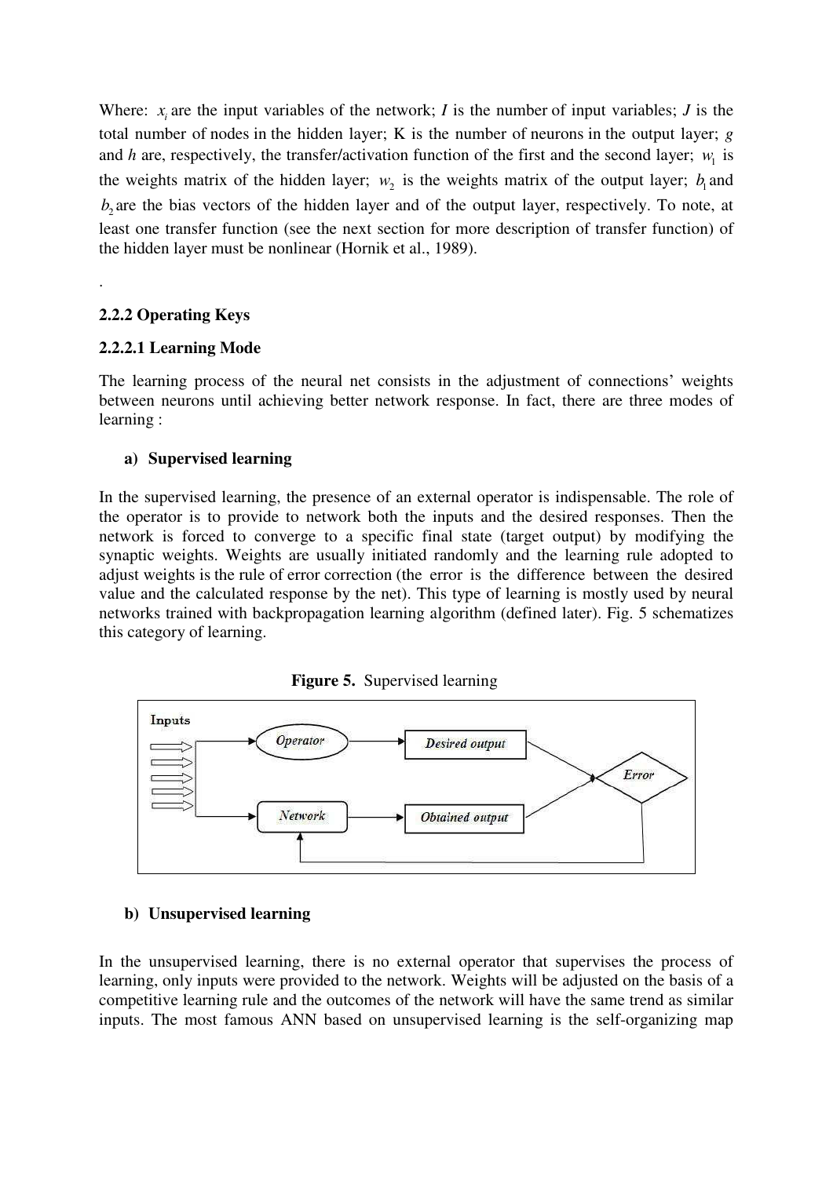Where: $x_i$ are the input variables of the network; $I$ is the number of input variables; $J$ is the total number of nodes in the hidden layer; K is the number of neurons in the output layer; $g$ and $h$ are, respectively, the transfer/activation function of the first and the second layer; $w_1$ is the weights matrix of the hidden layer; $w_2$ is the weights matrix of the output layer; $b_1$ and $b_2$ are the bias vectors of the hidden layer and of the output layer, respectively. To note, at least one transfer function (see the next section for more description of transfer function) of the hidden layer must be nonlinear (Hornik et al., 1989).

.

### 2.2.2 Operating Keys

#### 2.2.2.1 Learning Mode

The learning process of the neural net consists in the adjustment of connections' weights between neurons until achieving better network response. In fact, there are three modes of learning :

**a) Supervised learning**

In the supervised learning, the presence of an external operator is indispensable. The role of the operator is to provide to network both the inputs and the desired responses. Then the network is forced to converge to a specific final state (target output) by modifying the synaptic weights. Weights are usually initiated randomly and the learning rule adopted to adjust weights is the rule of error correction (the error is the difference between the desired value and the calculated response by the net). This type of learning is mostly used by neural networks trained with backpropagation learning algorithm (defined later). Fig. 5 schematizes this category of learning.

**Figure 5.** Supervised learning

Inputs → Operator → Desired output → Error

Inputs → Network → Obtained output → Error → Network

**b) Unsupervised learning**

In the unsupervised learning, there is no external operator that supervises the process of learning, only inputs were provided to the network. Weights will be adjusted on the basis of a competitive learning rule and the outcomes of the network will have the same trend as similar inputs. The most famous ANN based on unsupervised learning is the self-organizing map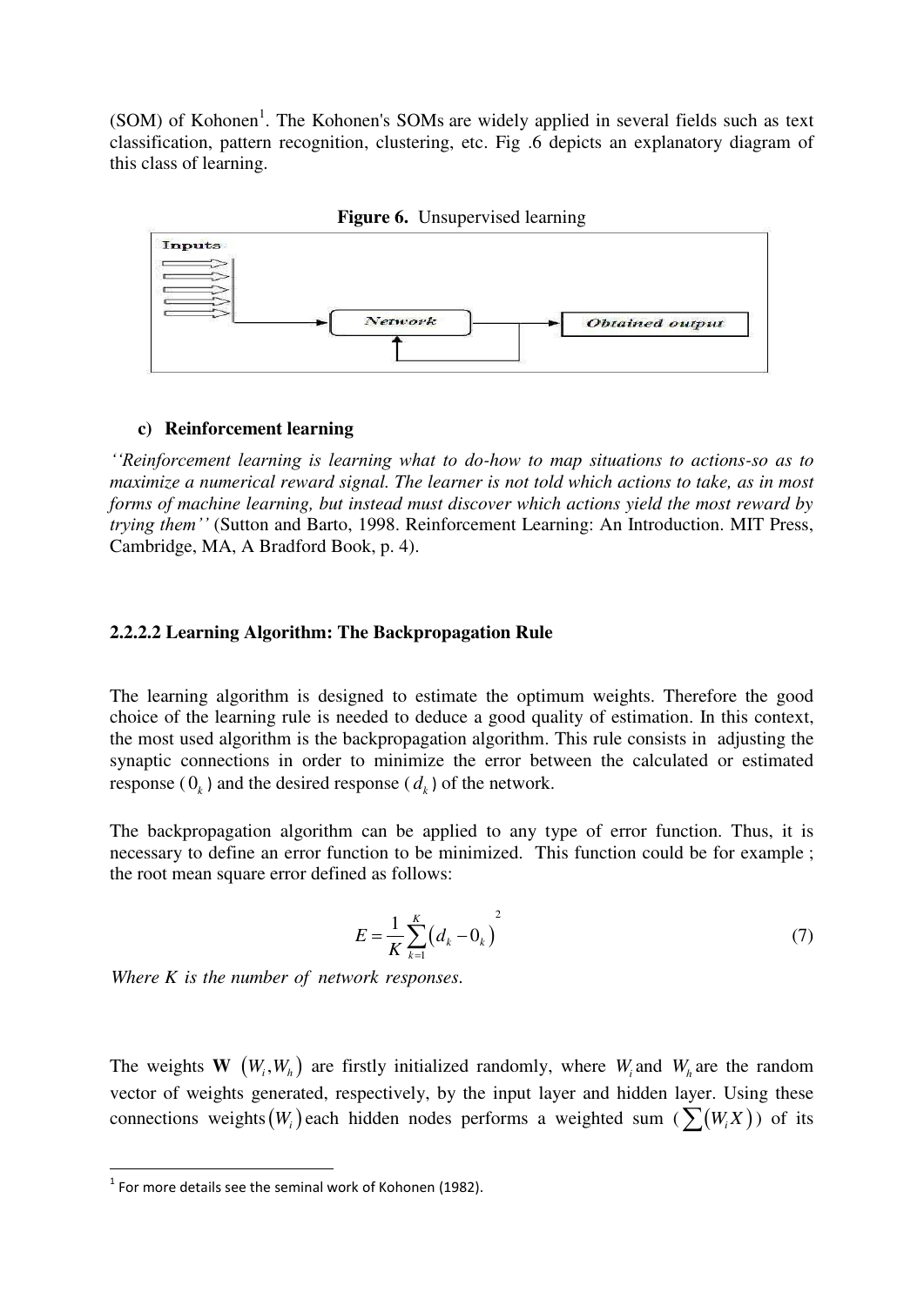(SOM) of Kohonen[1]. The Kohonen's SOMs are widely applied in several fields such as text classification, pattern recognition, clustering, etc. Fig .6 depicts an explanatory diagram of this class of learning.

**Figure 6.** Unsupervised learning

**c) Reinforcement learning**

*''Reinforcement learning is learning what to do-how to map situations to actions-so as to maximize a numerical reward signal. The learner is not told which actions to take, as in most forms of machine learning, but instead must discover which actions yield the most reward by trying them''* (Sutton and Barto, 1998. Reinforcement Learning: An Introduction. MIT Press, Cambridge, MA, A Bradford Book, p. 4).

### 2.2.2.2 Learning Algorithm: The Backpropagation Rule

The learning algorithm is designed to estimate the optimum weights. Therefore the good choice of the learning rule is needed to deduce a good quality of estimation. In this context, the most used algorithm is the backpropagation algorithm. This rule consists in adjusting the synaptic connections in order to minimize the error between the calculated or estimated response ( $0_k$ ) and the desired response ( $d_k$ ) of the network.

The backpropagation algorithm can be applied to any type of error function. Thus, it is necessary to define an error function to be minimized. This function could be for example ; the root mean square error defined as follows:

$$E = \frac{1}{K}\sum_{k=1}^{K}\left(d_k - 0_k\right)^2 \tag{7}$$

*Where K is the number of network responses.*

The weights $\mathbf{W}$ $(W_i, W_h)$ are firstly initialized randomly, where $W_i$ and $W_h$ are the random vector of weights generated, respectively, by the input layer and hidden layer. Using these connections weights $(W_i)$ each hidden nodes performs a weighted sum ( $\sum(W_i X)$ ) of its

[1] For more details see the seminal work of Kohonen (1982).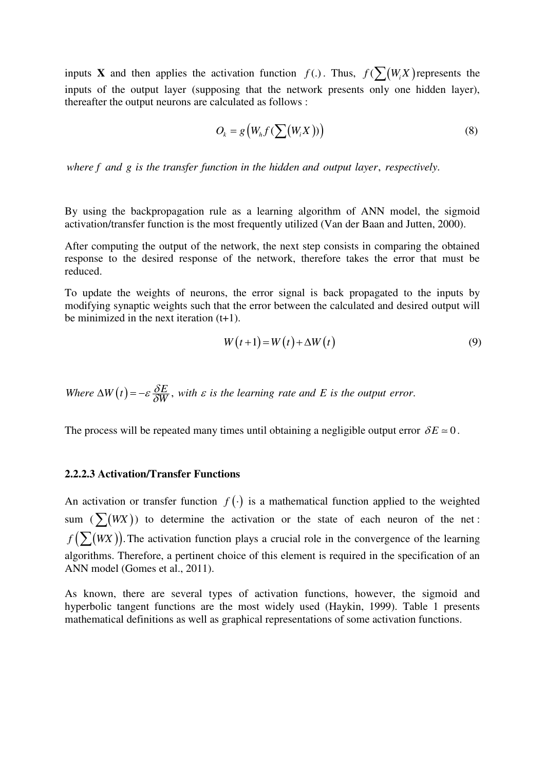inputs **X** and then applies the activation function $f(.)$. Thus, $f(\sum(W_i X)$ represents the inputs of the output layer (supposing that the network presents only one hidden layer), thereafter the output neurons are calculated as follows :

$$O_k = g\left(W_h f(\sum(W_i X))\right) \tag{8}$$

*where f and g is the transfer function in the hidden and output layer, respectively.*

By using the backpropagation rule as a learning algorithm of ANN model, the sigmoid activation/transfer function is the most frequently utilized (Van der Baan and Jutten, 2000).

After computing the output of the network, the next step consists in comparing the obtained response to the desired response of the network, therefore takes the error that must be reduced.

To update the weights of neurons, the error signal is back propagated to the inputs by modifying synaptic weights such that the error between the calculated and desired output will be minimized in the next iteration (t+1).

$$W(t+1) = W(t) + \Delta W(t) \tag{9}$$

*Where* $\Delta W(t) = -\varepsilon \frac{\delta E}{\delta W}$, *with* $\varepsilon$ *is the learning rate and* $E$ *is the output error.*

The process will be repeated many times until obtaining a negligible output error $\delta E \simeq 0$.

#### 2.2.2.3 Activation/Transfer Functions

An activation or transfer function $f(\cdot)$ is a mathematical function applied to the weighted sum ($\sum(WX)$) to determine the activation or the state of each neuron of the net : $f\left(\sum(WX)\right)$. The activation function plays a crucial role in the convergence of the learning algorithms. Therefore, a pertinent choice of this element is required in the specification of an ANN model (Gomes et al., 2011).

As known, there are several types of activation functions, however, the sigmoid and hyperbolic tangent functions are the most widely used (Haykin, 1999). Table 1 presents mathematical definitions as well as graphical representations of some activation functions.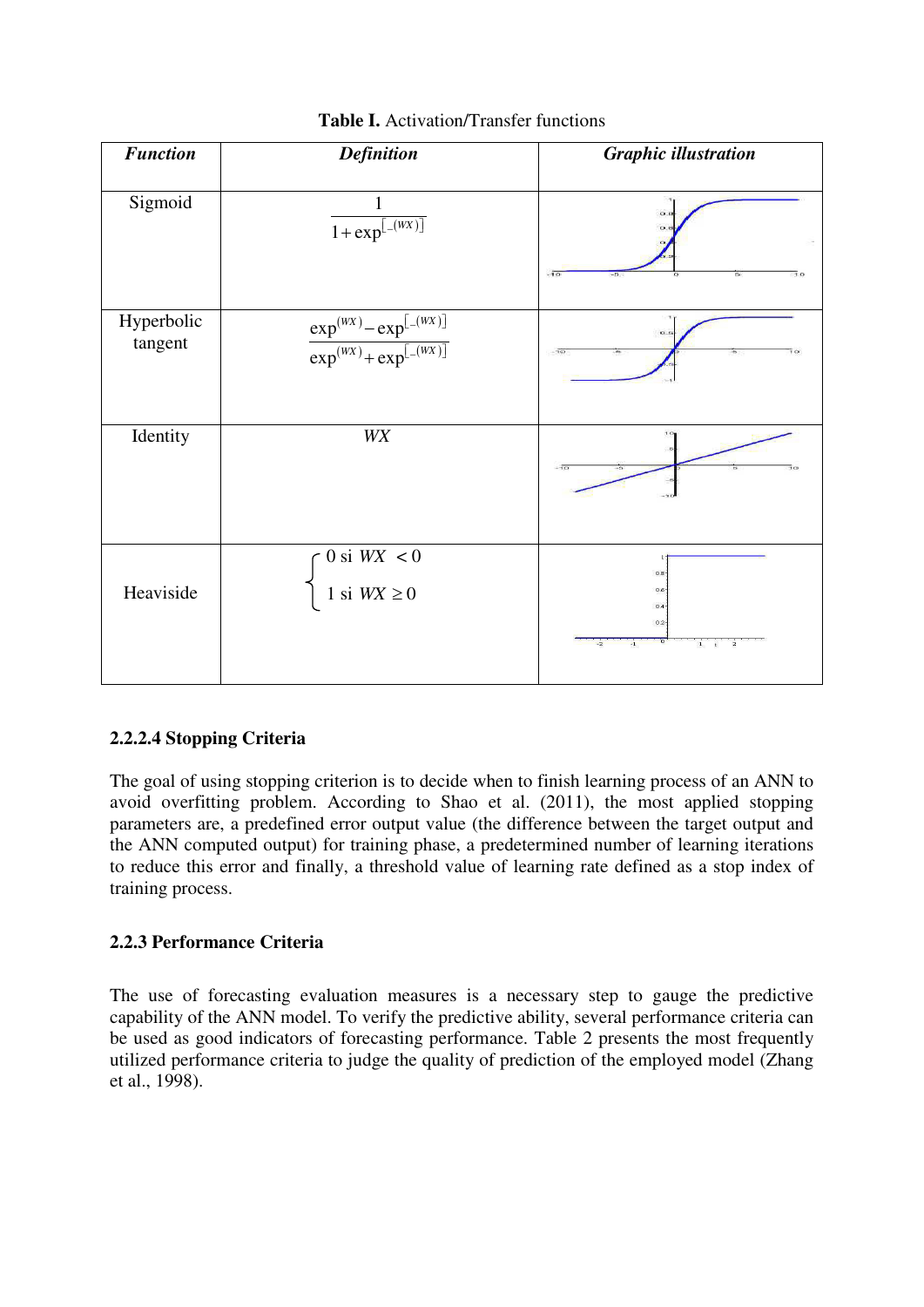**Table I.** Activation/Transfer functions

| *Function* | *Definition* | *Graphic illustration* |
|---|---|---|
| Sigmoid | $\dfrac{1}{1+\exp^{[-(WX)]}}$ | |
| Hyperbolic tangent | $\dfrac{\exp^{(WX)}-\exp^{[-(WX)]}}{\exp^{(WX)}+\exp^{[-(WX)]}}$ | |
| Identity | $WX$ | |
| Heaviside | $\begin{cases} 0 \text{ si } WX < 0 \\ 1 \text{ si } WX \geq 0 \end{cases}$ | |

### 2.2.2.4 Stopping Criteria

The goal of using stopping criterion is to decide when to finish learning process of an ANN to avoid overfitting problem. According to Shao et al. (2011), the most applied stopping parameters are, a predefined error output value (the difference between the target output and the ANN computed output) for training phase, a predetermined number of learning iterations to reduce this error and finally, a threshold value of learning rate defined as a stop index of training process.

### 2.2.3 Performance Criteria

The use of forecasting evaluation measures is a necessary step to gauge the predictive capability of the ANN model. To verify the predictive ability, several performance criteria can be used as good indicators of forecasting performance. Table 2 presents the most frequently utilized performance criteria to judge the quality of prediction of the employed model (Zhang et al., 1998).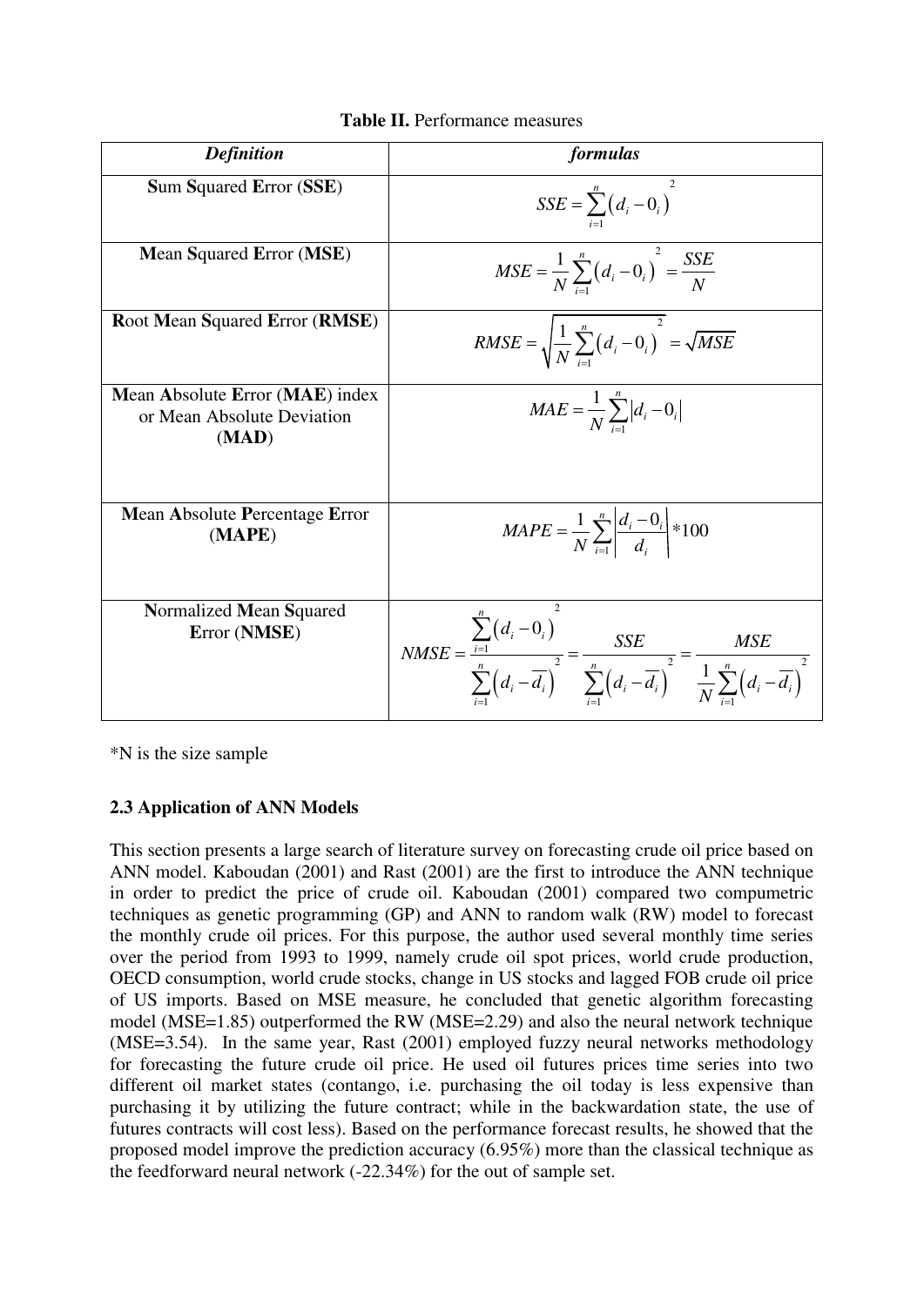**Table II.** Performance measures

| *Definition* | *formulas* |
|---|---|
| **S**um **S**quared **E**rror (**SSE**) | $SSE = \sum_{i=1}^{n} \left(d_i - 0_i\right)^2$ |
| **M**ean **S**quared **E**rror (**MSE**) | $MSE = \frac{1}{N} \sum_{i=1}^{n} \left(d_i - 0_i\right)^2 = \frac{SSE}{N}$ |
| **R**oot **M**ean **S**quared **E**rror (**RMSE**) | $RMSE = \sqrt{\frac{1}{N} \sum_{i=1}^{n} \left(d_i - 0_i\right)^2} = \sqrt{MSE}$ |
| **M**ean **A**bsolute **E**rror (**MAE**) index or Mean Absolute Deviation (**MAD**) | $MAE = \frac{1}{N} \sum_{i=1}^{n} \left\| d_i - 0_i \right\|$ |
| **M**ean **A**bsolute **P**ercentage **E**rror (**MAPE**) | $MAPE = \frac{1}{N} \sum_{i=1}^{n} \left\| \frac{d_i - 0_i}{d_i} \right\| * 100$ |
| **N**ormalized **M**ean **S**quared **E**rror (**NMSE**) | $NMSE = \frac{\sum_{i=1}^{n} \left(d_i - 0_i\right)^2}{\sum_{i=1}^{n} \left(d_i - \overline{d_i}\right)^2} = \frac{SSE}{\sum_{i=1}^{n} \left(d_i - \overline{d_i}\right)^2} = \frac{MSE}{\frac{1}{N} \sum_{i=1}^{n} \left(d_i - \overline{d_i}\right)^2}$ |

*N is the size sample

### 2.3 Application of ANN Models

This section presents a large search of literature survey on forecasting crude oil price based on ANN model. Kaboudan (2001) and Rast (2001) are the first to introduce the ANN technique in order to predict the price of crude oil. Kaboudan (2001) compared two compumetric techniques as genetic programming (GP) and ANN to random walk (RW) model to forecast the monthly crude oil prices. For this purpose, the author used several monthly time series over the period from 1993 to 1999, namely crude oil spot prices, world crude production, OECD consumption, world crude stocks, change in US stocks and lagged FOB crude oil price of US imports. Based on MSE measure, he concluded that genetic algorithm forecasting model (MSE=1.85) outperformed the RW (MSE=2.29) and also the neural network technique (MSE=3.54). In the same year, Rast (2001) employed fuzzy neural networks methodology for forecasting the future crude oil price. He used oil futures prices time series into two different oil market states (contango, i.e. purchasing the oil today is less expensive than purchasing it by utilizing the future contract; while in the backwardation state, the use of futures contracts will cost less). Based on the performance forecast results, he showed that the proposed model improve the prediction accuracy (6.95%) more than the classical technique as the feedforward neural network (-22.34%) for the out of sample set.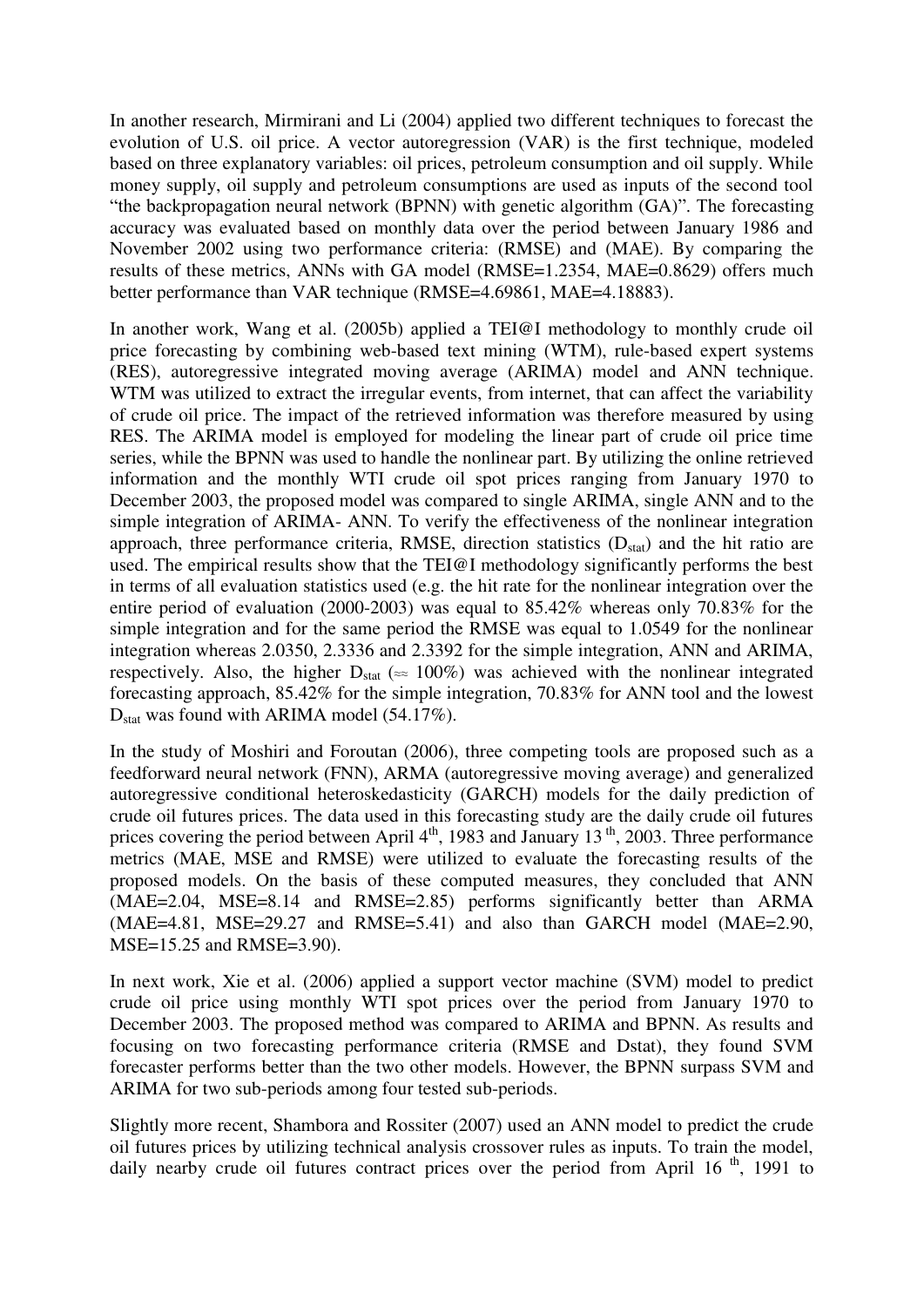In another research, Mirmirani and Li (2004) applied two different techniques to forecast the evolution of U.S. oil price. A vector autoregression (VAR) is the first technique, modeled based on three explanatory variables: oil prices, petroleum consumption and oil supply. While money supply, oil supply and petroleum consumptions are used as inputs of the second tool "the backpropagation neural network (BPNN) with genetic algorithm (GA)". The forecasting accuracy was evaluated based on monthly data over the period between January 1986 and November 2002 using two performance criteria: (RMSE) and (MAE). By comparing the results of these metrics, ANNs with GA model (RMSE=1.2354, MAE=0.8629) offers much better performance than VAR technique (RMSE=4.69861, MAE=4.18883).

In another work, Wang et al. (2005b) applied a TEI@I methodology to monthly crude oil price forecasting by combining web-based text mining (WTM), rule-based expert systems (RES), autoregressive integrated moving average (ARIMA) model and ANN technique. WTM was utilized to extract the irregular events, from internet, that can affect the variability of crude oil price. The impact of the retrieved information was therefore measured by using RES. The ARIMA model is employed for modeling the linear part of crude oil price time series, while the BPNN was used to handle the nonlinear part. By utilizing the online retrieved information and the monthly WTI crude oil spot prices ranging from January 1970 to December 2003, the proposed model was compared to single ARIMA, single ANN and to the simple integration of ARIMA- ANN. To verify the effectiveness of the nonlinear integration approach, three performance criteria, RMSE, direction statistics ($D_{stat}$) and the hit ratio are used. The empirical results show that the TEI@I methodology significantly performs the best in terms of all evaluation statistics used (e.g. the hit rate for the nonlinear integration over the entire period of evaluation (2000-2003) was equal to 85.42% whereas only 70.83% for the simple integration and for the same period the RMSE was equal to 1.0549 for the nonlinear integration whereas 2.0350, 2.3336 and 2.3392 for the simple integration, ANN and ARIMA, respectively. Also, the higher $D_{stat}$ ($\approx$ 100%) was achieved with the nonlinear integrated forecasting approach, 85.42% for the simple integration, 70.83% for ANN tool and the lowest $D_{stat}$ was found with ARIMA model (54.17%).

In the study of Moshiri and Foroutan (2006), three competing tools are proposed such as a feedforward neural network (FNN), ARMA (autoregressive moving average) and generalized autoregressive conditional heteroskedasticity (GARCH) models for the daily prediction of crude oil futures prices. The data used in this forecasting study are the daily crude oil futures prices covering the period between April 4$^{th}$, 1983 and January 13$^{th}$, 2003. Three performance metrics (MAE, MSE and RMSE) were utilized to evaluate the forecasting results of the proposed models. On the basis of these computed measures, they concluded that ANN (MAE=2.04, MSE=8.14 and RMSE=2.85) performs significantly better than ARMA (MAE=4.81, MSE=29.27 and RMSE=5.41) and also than GARCH model (MAE=2.90, MSE=15.25 and RMSE=3.90).

In next work, Xie et al. (2006) applied a support vector machine (SVM) model to predict crude oil price using monthly WTI spot prices over the period from January 1970 to December 2003. The proposed method was compared to ARIMA and BPNN. As results and focusing on two forecasting performance criteria (RMSE and Dstat), they found SVM forecaster performs better than the two other models. However, the BPNN surpass SVM and ARIMA for two sub-periods among four tested sub-periods.

Slightly more recent, Shambora and Rossiter (2007) used an ANN model to predict the crude oil futures prices by utilizing technical analysis crossover rules as inputs. To train the model, daily nearby crude oil futures contract prices over the period from April 16$^{th}$, 1991 to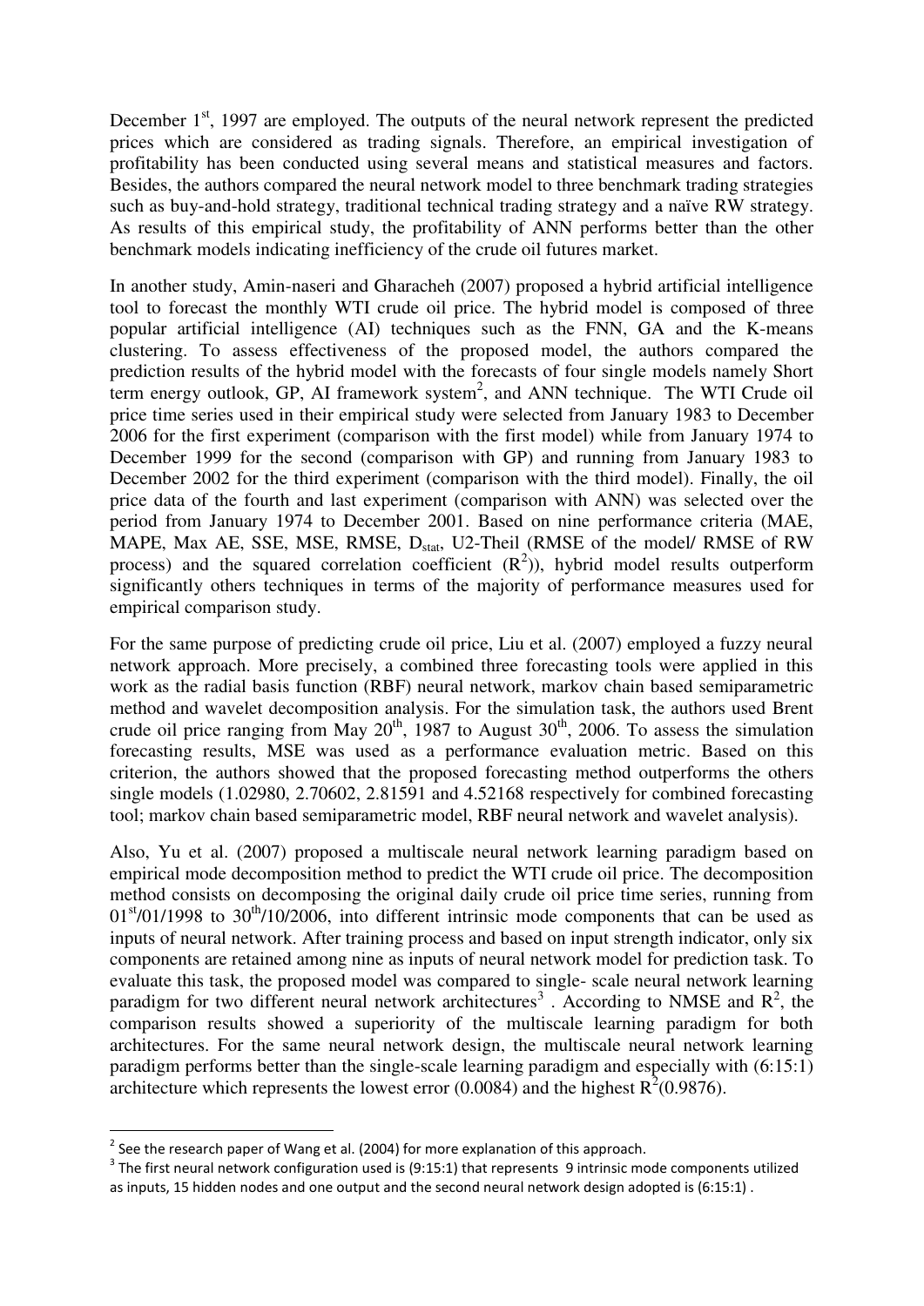December 1st, 1997 are employed. The outputs of the neural network represent the predicted prices which are considered as trading signals. Therefore, an empirical investigation of profitability has been conducted using several means and statistical measures and factors. Besides, the authors compared the neural network model to three benchmark trading strategies such as buy-and-hold strategy, traditional technical trading strategy and a naïve RW strategy. As results of this empirical study, the profitability of ANN performs better than the other benchmark models indicating inefficiency of the crude oil futures market.

In another study, Amin-naseri and Gharacheh (2007) proposed a hybrid artificial intelligence tool to forecast the monthly WTI crude oil price. The hybrid model is composed of three popular artificial intelligence (AI) techniques such as the FNN, GA and the K-means clustering. To assess effectiveness of the proposed model, the authors compared the prediction results of the hybrid model with the forecasts of four single models namely Short term energy outlook, GP, AI framework system[2], and ANN technique. The WTI Crude oil price time series used in their empirical study were selected from January 1983 to December 2006 for the first experiment (comparison with the first model) while from January 1974 to December 1999 for the second (comparison with GP) and running from January 1983 to December 2002 for the third experiment (comparison with the third model). Finally, the oil price data of the fourth and last experiment (comparison with ANN) was selected over the period from January 1974 to December 2001. Based on nine performance criteria (MAE, MAPE, Max AE, SSE, MSE, RMSE, $D_{stat}$, U2-Theil (RMSE of the model/ RMSE of RW process) and the squared correlation coefficient ($R^2$)), hybrid model results outperform significantly others techniques in terms of the majority of performance measures used for empirical comparison study.

For the same purpose of predicting crude oil price, Liu et al. (2007) employed a fuzzy neural network approach. More precisely, a combined three forecasting tools were applied in this work as the radial basis function (RBF) neural network, markov chain based semiparametric method and wavelet decomposition analysis. For the simulation task, the authors used Brent crude oil price ranging from May 20th, 1987 to August 30th, 2006. To assess the simulation forecasting results, MSE was used as a performance evaluation metric. Based on this criterion, the authors showed that the proposed forecasting method outperforms the others single models (1.02980, 2.70602, 2.81591 and 4.52168 respectively for combined forecasting tool; markov chain based semiparametric model, RBF neural network and wavelet analysis).

Also, Yu et al. (2007) proposed a multiscale neural network learning paradigm based on empirical mode decomposition method to predict the WTI crude oil price. The decomposition method consists on decomposing the original daily crude oil price time series, running from 01st/01/1998 to 30th/10/2006, into different intrinsic mode components that can be used as inputs of neural network. After training process and based on input strength indicator, only six components are retained among nine as inputs of neural network model for prediction task. To evaluate this task, the proposed model was compared to single- scale neural network learning paradigm for two different neural network architectures[3] . According to NMSE and $R^2$, the comparison results showed a superiority of the multiscale learning paradigm for both architectures. For the same neural network design, the multiscale neural network learning paradigm performs better than the single-scale learning paradigm and especially with (6:15:1) architecture which represents the lowest error (0.0084) and the highest $R^2$(0.9876).

---

[2] See the research paper of Wang et al. (2004) for more explanation of this approach.

[3] The first neural network configuration used is (9:15:1) that represents 9 intrinsic mode components utilized as inputs, 15 hidden nodes and one output and the second neural network design adopted is (6:15:1) .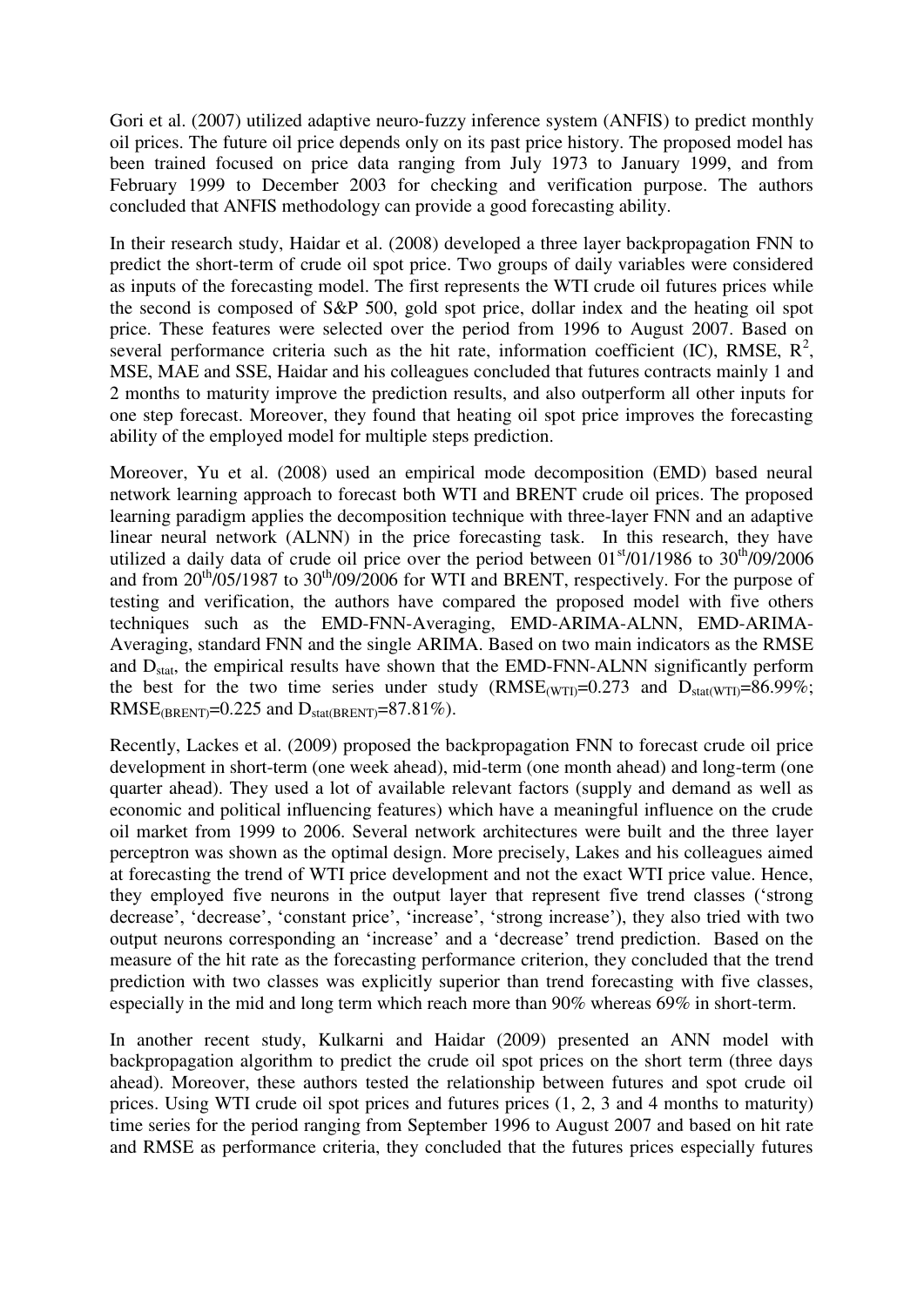Gori et al. (2007) utilized adaptive neuro-fuzzy inference system (ANFIS) to predict monthly oil prices. The future oil price depends only on its past price history. The proposed model has been trained focused on price data ranging from July 1973 to January 1999, and from February 1999 to December 2003 for checking and verification purpose. The authors concluded that ANFIS methodology can provide a good forecasting ability.

In their research study, Haidar et al. (2008) developed a three layer backpropagation FNN to predict the short-term of crude oil spot price. Two groups of daily variables were considered as inputs of the forecasting model. The first represents the WTI crude oil futures prices while the second is composed of S&P 500, gold spot price, dollar index and the heating oil spot price. These features were selected over the period from 1996 to August 2007. Based on several performance criteria such as the hit rate, information coefficient (IC), RMSE, $R^2$, MSE, MAE and SSE, Haidar and his colleagues concluded that futures contracts mainly 1 and 2 months to maturity improve the prediction results, and also outperform all other inputs for one step forecast. Moreover, they found that heating oil spot price improves the forecasting ability of the employed model for multiple steps prediction.

Moreover, Yu et al. (2008) used an empirical mode decomposition (EMD) based neural network learning approach to forecast both WTI and BRENT crude oil prices. The proposed learning paradigm applies the decomposition technique with three-layer FNN and an adaptive linear neural network (ALNN) in the price forecasting task. In this research, they have utilized a daily data of crude oil price over the period between 01st/01/1986 to 30th/09/2006 and from 20th/05/1987 to 30th/09/2006 for WTI and BRENT, respectively. For the purpose of testing and verification, the authors have compared the proposed model with five others techniques such as the EMD-FNN-Averaging, EMD-ARIMA-ALNN, EMD-ARIMA-Averaging, standard FNN and the single ARIMA. Based on two main indicators as the RMSE and $D_{stat}$, the empirical results have shown that the EMD-FNN-ALNN significantly perform the best for the two time series under study ($RMSE_{(WTI)}$=0.273 and $D_{stat(WTI)}$=86.99%; $RMSE_{(BRENT)}$=0.225 and $D_{stat(BRENT)}$=87.81%).

Recently, Lackes et al. (2009) proposed the backpropagation FNN to forecast crude oil price development in short-term (one week ahead), mid-term (one month ahead) and long-term (one quarter ahead). They used a lot of available relevant factors (supply and demand as well as economic and political influencing features) which have a meaningful influence on the crude oil market from 1999 to 2006. Several network architectures were built and the three layer perceptron was shown as the optimal design. More precisely, Lakes and his colleagues aimed at forecasting the trend of WTI price development and not the exact WTI price value. Hence, they employed five neurons in the output layer that represent five trend classes ('strong decrease', 'decrease', 'constant price', 'increase', 'strong increase'), they also tried with two output neurons corresponding an 'increase' and a 'decrease' trend prediction. Based on the measure of the hit rate as the forecasting performance criterion, they concluded that the trend prediction with two classes was explicitly superior than trend forecasting with five classes, especially in the mid and long term which reach more than 90% whereas 69% in short-term.

In another recent study, Kulkarni and Haidar (2009) presented an ANN model with backpropagation algorithm to predict the crude oil spot prices on the short term (three days ahead). Moreover, these authors tested the relationship between futures and spot crude oil prices. Using WTI crude oil spot prices and futures prices (1, 2, 3 and 4 months to maturity) time series for the period ranging from September 1996 to August 2007 and based on hit rate and RMSE as performance criteria, they concluded that the futures prices especially futures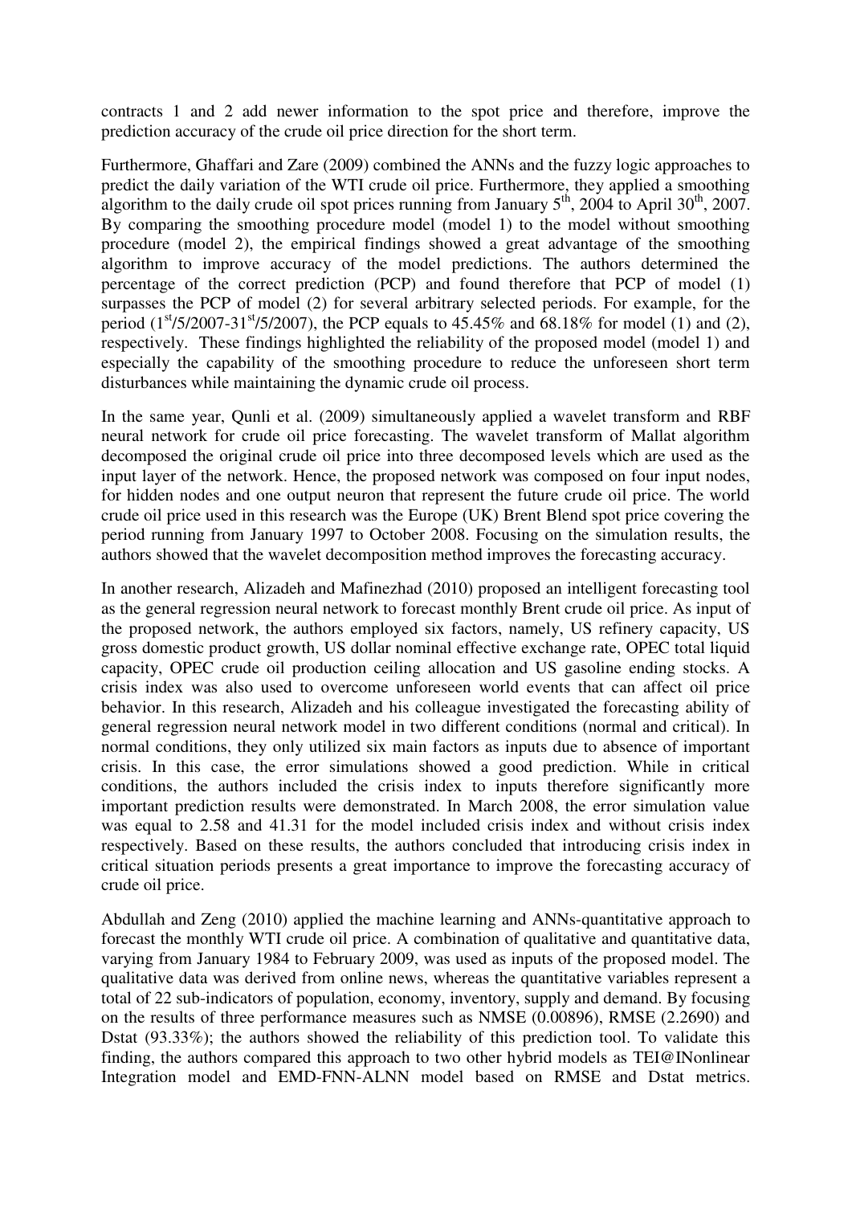contracts 1 and 2 add newer information to the spot price and therefore, improve the prediction accuracy of the crude oil price direction for the short term.

Furthermore, Ghaffari and Zare (2009) combined the ANNs and the fuzzy logic approaches to predict the daily variation of the WTI crude oil price. Furthermore, they applied a smoothing algorithm to the daily crude oil spot prices running from January 5$^{th}$, 2004 to April 30$^{th}$, 2007. By comparing the smoothing procedure model (model 1) to the model without smoothing procedure (model 2), the empirical findings showed a great advantage of the smoothing algorithm to improve accuracy of the model predictions. The authors determined the percentage of the correct prediction (PCP) and found therefore that PCP of model (1) surpasses the PCP of model (2) for several arbitrary selected periods. For example, for the period (1$^{st}$/5/2007-31$^{st}$/5/2007), the PCP equals to 45.45% and 68.18% for model (1) and (2), respectively. These findings highlighted the reliability of the proposed model (model 1) and especially the capability of the smoothing procedure to reduce the unforeseen short term disturbances while maintaining the dynamic crude oil process.

In the same year, Qunli et al. (2009) simultaneously applied a wavelet transform and RBF neural network for crude oil price forecasting. The wavelet transform of Mallat algorithm decomposed the original crude oil price into three decomposed levels which are used as the input layer of the network. Hence, the proposed network was composed on four input nodes, for hidden nodes and one output neuron that represent the future crude oil price. The world crude oil price used in this research was the Europe (UK) Brent Blend spot price covering the period running from January 1997 to October 2008. Focusing on the simulation results, the authors showed that the wavelet decomposition method improves the forecasting accuracy.

In another research, Alizadeh and Mafinezhad (2010) proposed an intelligent forecasting tool as the general regression neural network to forecast monthly Brent crude oil price. As input of the proposed network, the authors employed six factors, namely, US refinery capacity, US gross domestic product growth, US dollar nominal effective exchange rate, OPEC total liquid capacity, OPEC crude oil production ceiling allocation and US gasoline ending stocks. A crisis index was also used to overcome unforeseen world events that can affect oil price behavior. In this research, Alizadeh and his colleague investigated the forecasting ability of general regression neural network model in two different conditions (normal and critical). In normal conditions, they only utilized six main factors as inputs due to absence of important crisis. In this case, the error simulations showed a good prediction. While in critical conditions, the authors included the crisis index to inputs therefore significantly more important prediction results were demonstrated. In March 2008, the error simulation value was equal to 2.58 and 41.31 for the model included crisis index and without crisis index respectively. Based on these results, the authors concluded that introducing crisis index in critical situation periods presents a great importance to improve the forecasting accuracy of crude oil price.

Abdullah and Zeng (2010) applied the machine learning and ANNs-quantitative approach to forecast the monthly WTI crude oil price. A combination of qualitative and quantitative data, varying from January 1984 to February 2009, was used as inputs of the proposed model. The qualitative data was derived from online news, whereas the quantitative variables represent a total of 22 sub-indicators of population, economy, inventory, supply and demand. By focusing on the results of three performance measures such as NMSE (0.00896), RMSE (2.2690) and Dstat (93.33%); the authors showed the reliability of this prediction tool. To validate this finding, the authors compared this approach to two other hybrid models as TEI@INonlinear Integration model and EMD-FNN-ALNN model based on RMSE and Dstat metrics.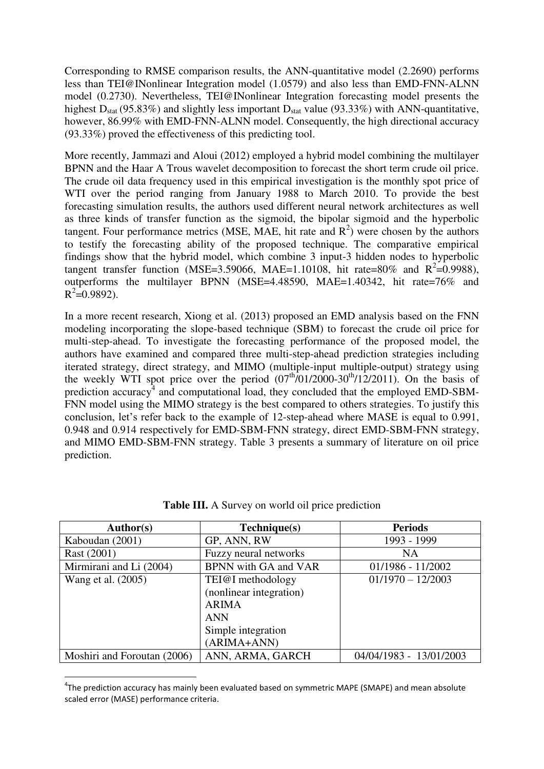Corresponding to RMSE comparison results, the ANN-quantitative model (2.2690) performs less than TEI@INonlinear Integration model (1.0579) and also less than EMD-FNN-ALNN model (0.2730). Nevertheless, TEI@INonlinear Integration forecasting model presents the highest $D_{stat}$ (95.83%) and slightly less important $D_{stat}$ value (93.33%) with ANN-quantitative, however, 86.99% with EMD-FNN-ALNN model. Consequently, the high directional accuracy (93.33%) proved the effectiveness of this predicting tool.

More recently, Jammazi and Aloui (2012) employed a hybrid model combining the multilayer BPNN and the Haar A Trous wavelet decomposition to forecast the short term crude oil price. The crude oil data frequency used in this empirical investigation is the monthly spot price of WTI over the period ranging from January 1988 to March 2010. To provide the best forecasting simulation results, the authors used different neural network architectures as well as three kinds of transfer function as the sigmoid, the bipolar sigmoid and the hyperbolic tangent. Four performance metrics (MSE, MAE, hit rate and $R^2$) were chosen by the authors to testify the forecasting ability of the proposed technique. The comparative empirical findings show that the hybrid model, which combine 3 input-3 hidden nodes to hyperbolic tangent transfer function (MSE=3.59066, MAE=1.10108, hit rate=80% and $R^2$=0.9988), outperforms the multilayer BPNN (MSE=4.48590, MAE=1.40342, hit rate=76% and $R^2$=0.9892).

In a more recent research, Xiong et al. (2013) proposed an EMD analysis based on the FNN modeling incorporating the slope-based technique (SBM) to forecast the crude oil price for multi-step-ahead. To investigate the forecasting performance of the proposed model, the authors have examined and compared three multi-step-ahead prediction strategies including iterated strategy, direct strategy, and MIMO (multiple-input multiple-output) strategy using the weekly WTI spot price over the period ($07^{th}$/01/2000-$30^{th}$/12/2011). On the basis of prediction accuracy[4] and computational load, they concluded that the employed EMD-SBM-FNN model using the MIMO strategy is the best compared to others strategies. To justify this conclusion, let's refer back to the example of 12-step-ahead where MASE is equal to 0.991, 0.948 and 0.914 respectively for EMD-SBM-FNN strategy, direct EMD-SBM-FNN strategy, and MIMO EMD-SBM-FNN strategy. Table 3 presents a summary of literature on oil price prediction.

**Table III.** A Survey on world oil price prediction

| Author(s) | Technique(s) | Periods |
|---|---|---|
| Kaboudan (2001) | GP, ANN, RW | 1993 - 1999 |
| Rast (2001) | Fuzzy neural networks | NA |
| Mirmirani and Li (2004) | BPNN with GA and VAR | 01/1986 - 11/2002 |
| Wang et al. (2005) | TEI@I methodology (nonlinear integration) ARIMA ANN Simple integration (ARIMA+ANN) | 01/1970 – 12/2003 |
| Moshiri and Foroutan (2006) | ANN, ARMA, GARCH | 04/04/1983 - 13/01/2003 |

[4]The prediction accuracy has mainly been evaluated based on symmetric MAPE (SMAPE) and mean absolute scaled error (MASE) performance criteria.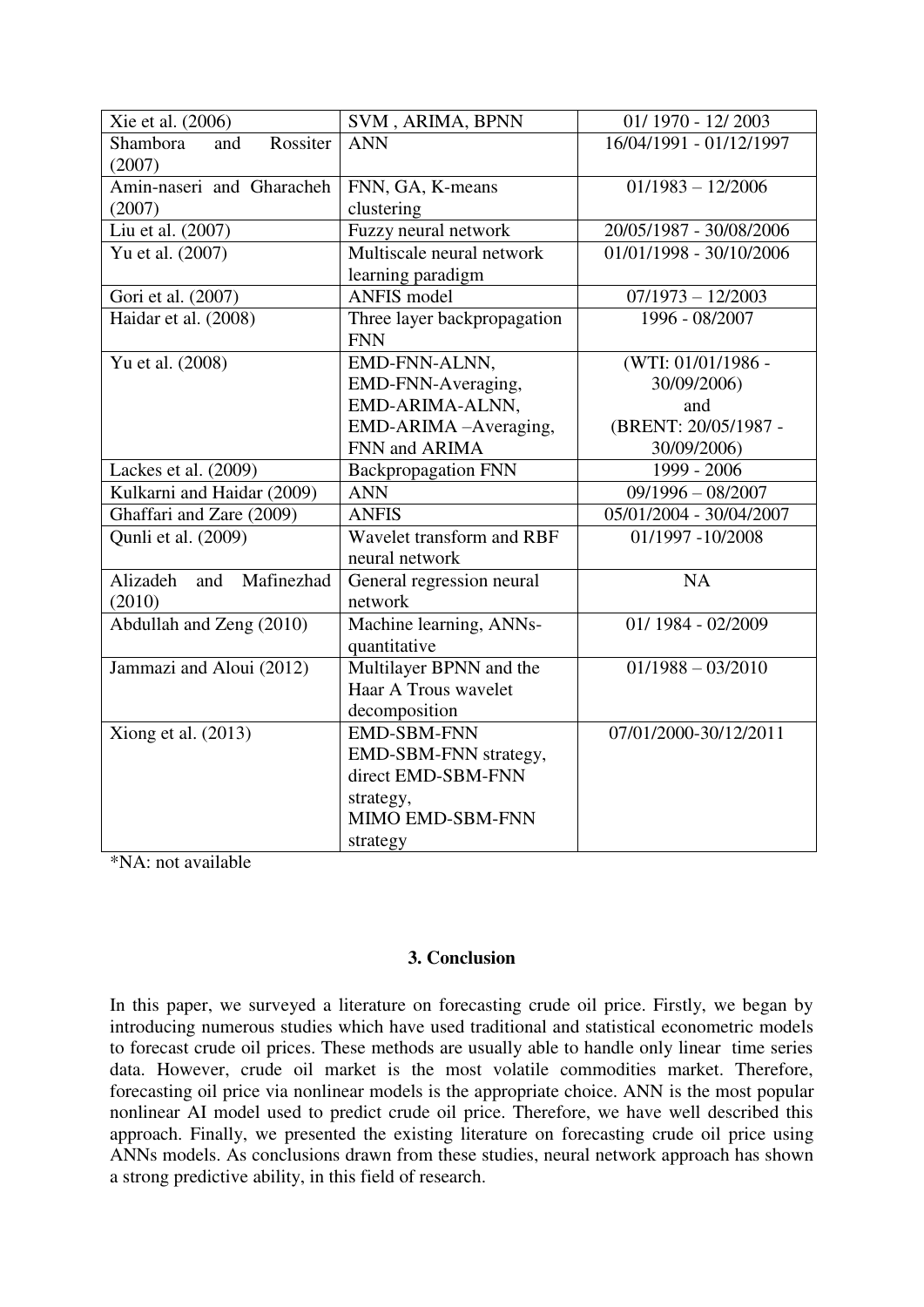| | | |
|---|---|---|
| Xie et al. (2006) | SVM , ARIMA, BPNN | 01/ 1970 - 12/ 2003 |
| Shambora and Rossiter (2007) | ANN | 16/04/1991 - 01/12/1997 |
| Amin-naseri and Gharacheh (2007) | FNN, GA, K-means clustering | 01/1983 – 12/2006 |
| Liu et al. (2007) | Fuzzy neural network | 20/05/1987 - 30/08/2006 |
| Yu et al. (2007) | Multiscale neural network learning paradigm | 01/01/1998 - 30/10/2006 |
| Gori et al. (2007) | ANFIS model | 07/1973 – 12/2003 |
| Haidar et al. (2008) | Three layer backpropagation FNN | 1996 - 08/2007 |
| Yu et al. (2008) | EMD-FNN-ALNN, EMD-FNN-Averaging, EMD-ARIMA-ALNN, EMD-ARIMA –Averaging, FNN and ARIMA | (WTI: 01/01/1986 - 30/09/2006) and (BRENT: 20/05/1987 - 30/09/2006) |
| Lackes et al. (2009) | Backpropagation FNN | 1999 - 2006 |
| Kulkarni and Haidar (2009) | ANN | 09/1996 – 08/2007 |
| Ghaffari and Zare (2009) | ANFIS | 05/01/2004 - 30/04/2007 |
| Qunli et al. (2009) | Wavelet transform and RBF neural network | 01/1997 -10/2008 |
| Alizadeh and Mafinezhad (2010) | General regression neural network | NA |
| Abdullah and Zeng (2010) | Machine learning, ANNs-quantitative | 01/ 1984 - 02/2009 |
| Jammazi and Aloui (2012) | Multilayer BPNN and the Haar A Trous wavelet decomposition | 01/1988 – 03/2010 |
| Xiong et al. (2013) | EMD-SBM-FNN EMD-SBM-FNN strategy, direct EMD-SBM-FNN strategy, MIMO EMD-SBM-FNN strategy | 07/01/2000-30/12/2011 |

*NA: not available

## 3. Conclusion

In this paper, we surveyed a literature on forecasting crude oil price. Firstly, we began by introducing numerous studies which have used traditional and statistical econometric models to forecast crude oil prices. These methods are usually able to handle only linear time series data. However, crude oil market is the most volatile commodities market. Therefore, forecasting oil price via nonlinear models is the appropriate choice. ANN is the most popular nonlinear AI model used to predict crude oil price. Therefore, we have well described this approach. Finally, we presented the existing literature on forecasting crude oil price using ANNs models. As conclusions drawn from these studies, neural network approach has shown a strong predictive ability, in this field of research.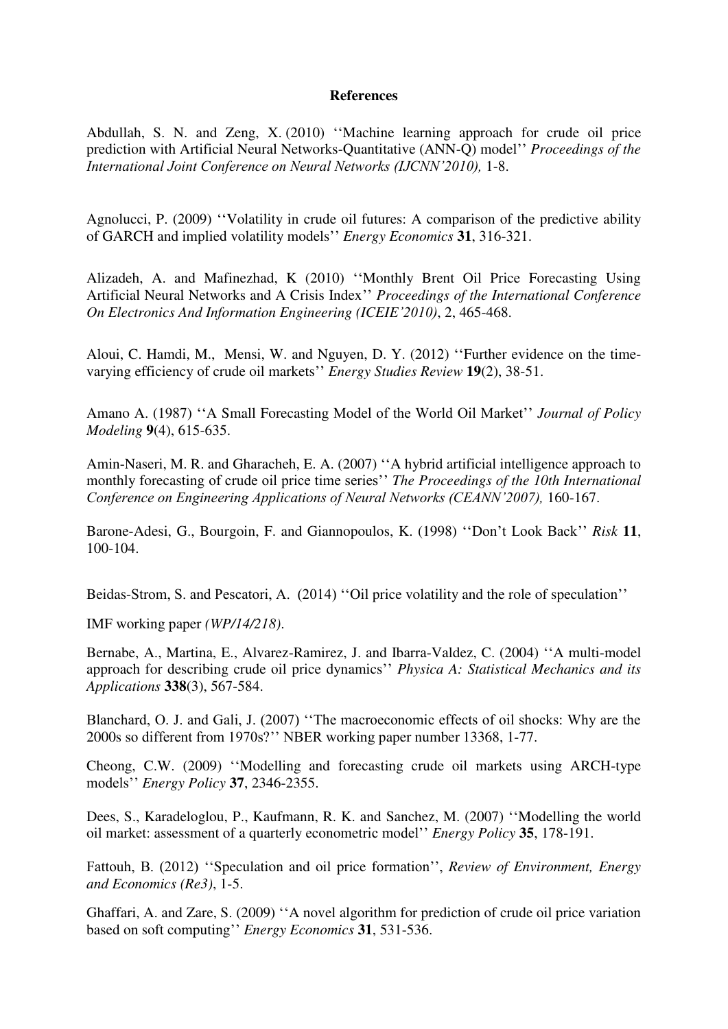**References**

Abdullah, S. N. and Zeng, X. (2010) ''Machine learning approach for crude oil price prediction with Artificial Neural Networks-Quantitative (ANN-Q) model'' *Proceedings of the International Joint Conference on Neural Networks (IJCNN'2010),* 1-8.

Agnolucci, P. (2009) ''Volatility in crude oil futures: A comparison of the predictive ability of GARCH and implied volatility models'' *Energy Economics* **31**, 316-321.

Alizadeh, A. and Mafinezhad, K (2010) ''Monthly Brent Oil Price Forecasting Using Artificial Neural Networks and A Crisis Index'' *Proceedings of the International Conference On Electronics And Information Engineering (ICEIE'2010)*, 2, 465-468.

Aloui, C. Hamdi, M., Mensi, W. and Nguyen, D. Y. (2012) ''Further evidence on the time-varying efficiency of crude oil markets'' *Energy Studies Review* **19**(2), 38-51.

Amano A. (1987) ''A Small Forecasting Model of the World Oil Market'' *Journal of Policy Modeling* **9**(4), 615-635.

Amin-Naseri, M. R. and Gharacheh, E. A. (2007) ''A hybrid artificial intelligence approach to monthly forecasting of crude oil price time series'' *The Proceedings of the 10th International Conference on Engineering Applications of Neural Networks (CEANN'2007),* 160-167.

Barone-Adesi, G., Bourgoin, F. and Giannopoulos, K. (1998) ''Don't Look Back'' *Risk* **11**, 100-104.

Beidas-Strom, S. and Pescatori, A. (2014) ''Oil price volatility and the role of speculation''

IMF working paper *(WP/14/218)*.

Bernabe, A., Martina, E., Alvarez-Ramirez, J. and Ibarra-Valdez, C. (2004) ''A multi-model approach for describing crude oil price dynamics'' *Physica A: Statistical Mechanics and its Applications* **338**(3), 567-584.

Blanchard, O. J. and Gali, J. (2007) ''The macroeconomic effects of oil shocks: Why are the 2000s so different from 1970s?'' NBER working paper number 13368, 1-77.

Cheong, C.W. (2009) ''Modelling and forecasting crude oil markets using ARCH-type models'' *Energy Policy* **37**, 2346-2355.

Dees, S., Karadeloglou, P., Kaufmann, R. K. and Sanchez, M. (2007) ''Modelling the world oil market: assessment of a quarterly econometric model'' *Energy Policy* **35**, 178-191.

Fattouh, B. (2012) ''Speculation and oil price formation'', *Review of Environment, Energy and Economics (Re3)*, 1-5.

Ghaffari, A. and Zare, S. (2009) ''A novel algorithm for prediction of crude oil price variation based on soft computing'' *Energy Economics* **31**, 531-536.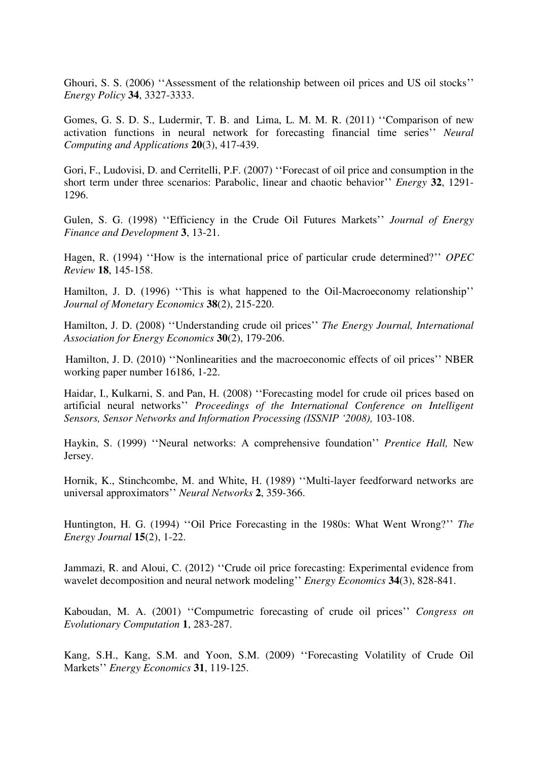Ghouri, S. S. (2006) ''Assessment of the relationship between oil prices and US oil stocks'' *Energy Policy* **34**, 3327-3333.

Gomes, G. S. D. S., Ludermir, T. B. and Lima, L. M. M. R. (2011) ''Comparison of new activation functions in neural network for forecasting financial time series'' *Neural Computing and Applications* **20**(3), 417-439.

Gori, F., Ludovisi, D. and Cerritelli, P.F. (2007) ''Forecast of oil price and consumption in the short term under three scenarios: Parabolic, linear and chaotic behavior'' *Energy* **32**, 1291-1296.

Gulen, S. G. (1998) ''Efficiency in the Crude Oil Futures Markets'' *Journal of Energy Finance and Development* **3**, 13-21.

Hagen, R. (1994) ''How is the international price of particular crude determined?'' *OPEC Review* **18**, 145-158.

Hamilton, J. D. (1996) ''This is what happened to the Oil-Macroeconomy relationship'' *Journal of Monetary Economics* **38**(2), 215-220.

Hamilton, J. D. (2008) ''Understanding crude oil prices'' *The Energy Journal, International Association for Energy Economics* **30**(2), 179-206.

Hamilton, J. D. (2010) ''Nonlinearities and the macroeconomic effects of oil prices'' NBER working paper number 16186, 1-22.

Haidar, I., Kulkarni, S. and Pan, H. (2008) ''Forecasting model for crude oil prices based on artificial neural networks'' *Proceedings of the International Conference on Intelligent Sensors, Sensor Networks and Information Processing (ISSNIP '2008),* 103-108.

Haykin, S. (1999) ''Neural networks: A comprehensive foundation'' *Prentice Hall,* New Jersey.

Hornik, K., Stinchcombe, M. and White, H. (1989) ''Multi-layer feedforward networks are universal approximators'' *Neural Networks* **2**, 359-366.

Huntington, H. G. (1994) ''Oil Price Forecasting in the 1980s: What Went Wrong?'' *The Energy Journal* **15**(2), 1-22.

Jammazi, R. and Aloui, C. (2012) ''Crude oil price forecasting: Experimental evidence from wavelet decomposition and neural network modeling'' *Energy Economics* **34**(3), 828-841.

Kaboudan, M. A. (2001) ''Compumetric forecasting of crude oil prices'' *Congress on Evolutionary Computation* **1**, 283-287.

Kang, S.H., Kang, S.M. and Yoon, S.M. (2009) ''Forecasting Volatility of Crude Oil Markets'' *Energy Economics* **31**, 119-125.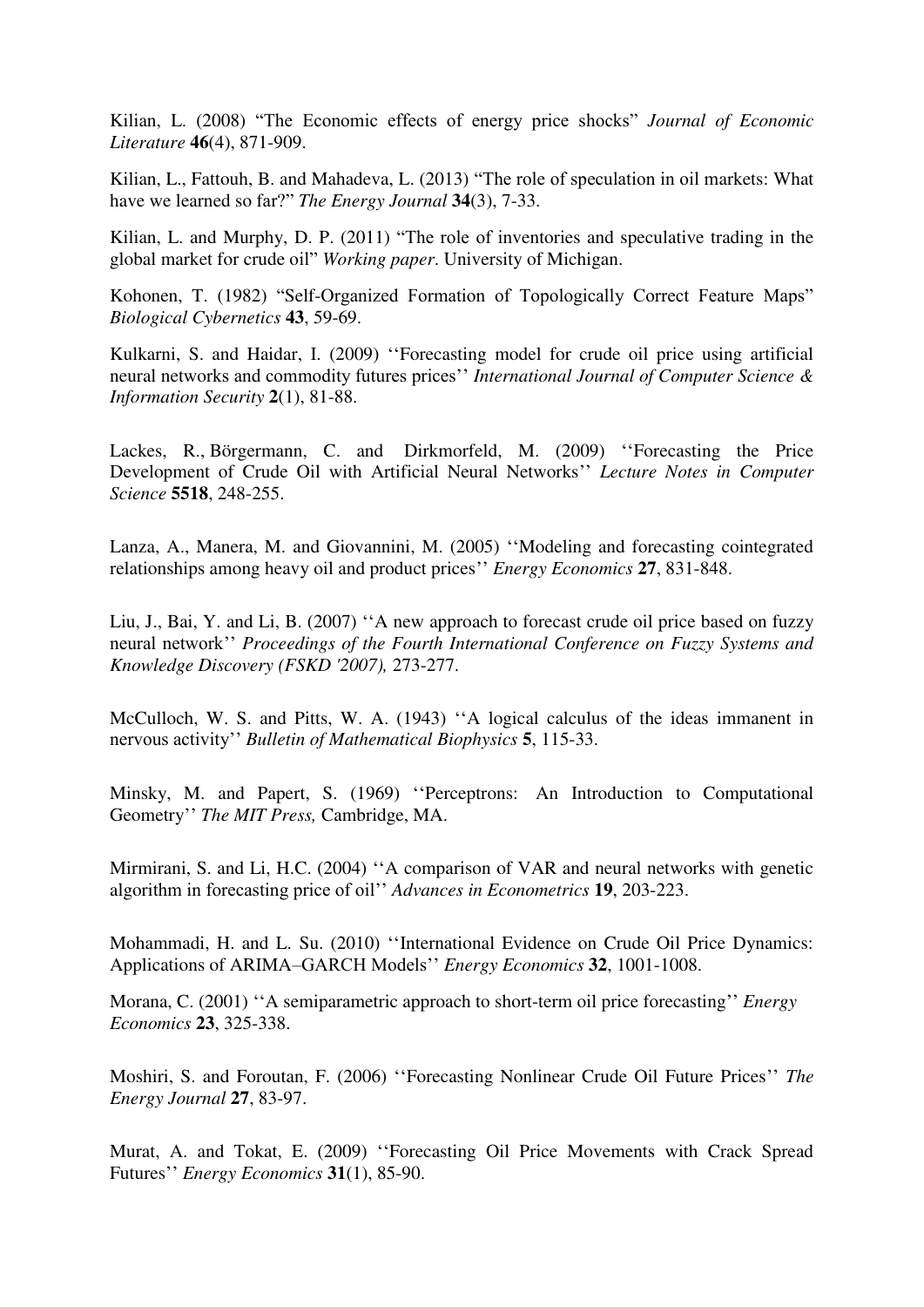Kilian, L. (2008) “The Economic effects of energy price shocks” *Journal of Economic Literature* **46**(4), 871-909.

Kilian, L., Fattouh, B. and Mahadeva, L. (2013) “The role of speculation in oil markets: What have we learned so far?” *The Energy Journal* **34**(3), 7-33.

Kilian, L. and Murphy, D. P. (2011) “The role of inventories and speculative trading in the global market for crude oil” *Working paper*. University of Michigan.

Kohonen, T. (1982) “Self-Organized Formation of Topologically Correct Feature Maps” *Biological Cybernetics* **43**, 59-69.

Kulkarni, S. and Haidar, I. (2009) ‘‘Forecasting model for crude oil price using artificial neural networks and commodity futures prices’’ *International Journal of Computer Science & Information Security* **2**(1), 81-88.

Lackes, R., Börgermann, C. and Dirkmorfeld, M. (2009) ‘‘Forecasting the Price Development of Crude Oil with Artificial Neural Networks’’ *Lecture Notes in Computer Science* **5518**, 248-255.

Lanza, A., Manera, M. and Giovannini, M. (2005) ‘‘Modeling and forecasting cointegrated relationships among heavy oil and product prices’’ *Energy Economics* **27**, 831-848.

Liu, J., Bai, Y. and Li, B. (2007) ‘‘A new approach to forecast crude oil price based on fuzzy neural network’’ *Proceedings of the Fourth International Conference on Fuzzy Systems and Knowledge Discovery (FSKD '2007),* 273-277.

McCulloch, W. S. and Pitts, W. A. (1943) ‘‘A logical calculus of the ideas immanent in nervous activity’’ *Bulletin of Mathematical Biophysics* **5**, 115-33.

Minsky, M. and Papert, S. (1969) ‘‘Perceptrons: An Introduction to Computational Geometry’’ *The MIT Press,* Cambridge, MA.

Mirmirani, S. and Li, H.C. (2004) ‘‘A comparison of VAR and neural networks with genetic algorithm in forecasting price of oil’’ *Advances in Econometrics* **19**, 203-223.

Mohammadi, H. and L. Su. (2010) ‘‘International Evidence on Crude Oil Price Dynamics: Applications of ARIMA–GARCH Models’’ *Energy Economics* **32**, 1001-1008.

Morana, C. (2001) ‘‘A semiparametric approach to short-term oil price forecasting’’ *Energy Economics* **23**, 325-338.

Moshiri, S. and Foroutan, F. (2006) ‘‘Forecasting Nonlinear Crude Oil Future Prices’’ *The Energy Journal* **27**, 83-97.

Murat, A. and Tokat, E. (2009) ‘‘Forecasting Oil Price Movements with Crack Spread Futures’’ *Energy Economics* **31**(1), 85-90.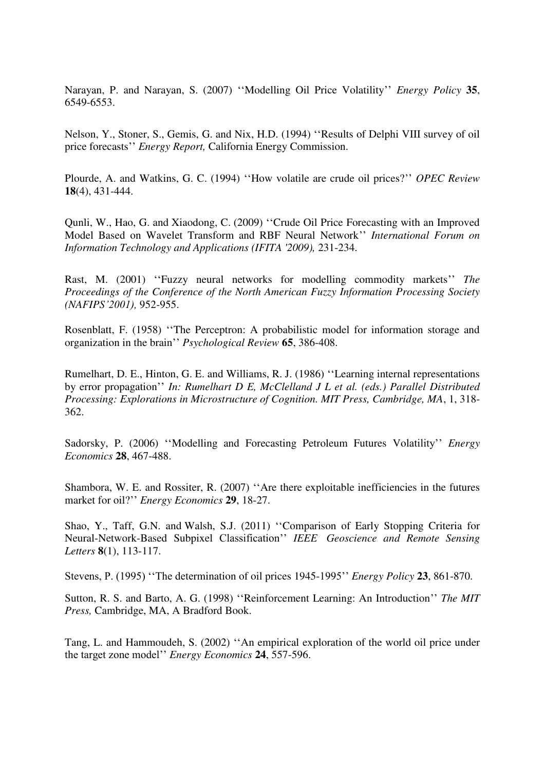Narayan, P. and Narayan, S. (2007) ''Modelling Oil Price Volatility'' *Energy Policy* **35**, 6549-6553.

Nelson, Y., Stoner, S., Gemis, G. and Nix, H.D. (1994) ''Results of Delphi VIII survey of oil price forecasts'' *Energy Report,* California Energy Commission.

Plourde, A. and Watkins, G. C. (1994) ''How volatile are crude oil prices?'' *OPEC Review* **18**(4), 431-444.

Qunli, W., Hao, G. and Xiaodong, C. (2009) ''Crude Oil Price Forecasting with an Improved Model Based on Wavelet Transform and RBF Neural Network'' *International Forum on Information Technology and Applications (IFITA '2009),* 231-234.

Rast, M. (2001) ''Fuzzy neural networks for modelling commodity markets'' *The Proceedings of the Conference of the North American Fuzzy Information Processing Society (NAFIPS'2001),* 952-955.

Rosenblatt, F. (1958) ''The Perceptron: A probabilistic model for information storage and organization in the brain'' *Psychological Review* **65**, 386-408.

Rumelhart, D. E., Hinton, G. E. and Williams, R. J. (1986) ''Learning internal representations by error propagation'' *In: Rumelhart D E, McClelland J L et al. (eds.) Parallel Distributed Processing: Explorations in Microstructure of Cognition. MIT Press, Cambridge, MA*, 1, 318-362.

Sadorsky, P. (2006) ''Modelling and Forecasting Petroleum Futures Volatility'' *Energy Economics* **28**, 467-488.

Shambora, W. E. and Rossiter, R. (2007) ''Are there exploitable inefficiencies in the futures market for oil?'' *Energy Economics* **29**, 18-27.

Shao, Y., Taff, G.N. and Walsh, S.J. (2011) ''Comparison of Early Stopping Criteria for Neural-Network-Based Subpixel Classification'' *IEEE Geoscience and Remote Sensing Letters* **8**(1), 113-117.

Stevens, P. (1995) ''The determination of oil prices 1945-1995'' *Energy Policy* **23**, 861-870.

Sutton, R. S. and Barto, A. G. (1998) ''Reinforcement Learning: An Introduction'' *The MIT Press,* Cambridge, MA, A Bradford Book.

Tang, L. and Hammoudeh, S. (2002) ''An empirical exploration of the world oil price under the target zone model'' *Energy Economics* **24**, 557-596.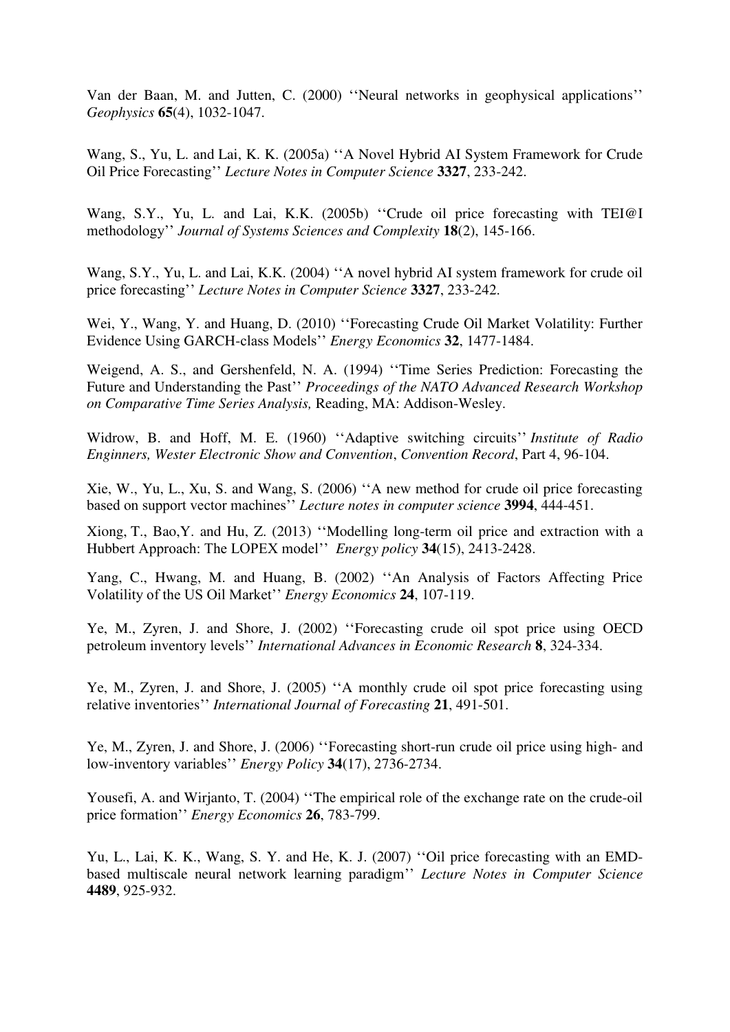Van der Baan, M. and Jutten, C. (2000) ''Neural networks in geophysical applications'' *Geophysics* **65**(4), 1032-1047.

Wang, S., Yu, L. and Lai, K. K. (2005a) ''A Novel Hybrid AI System Framework for Crude Oil Price Forecasting'' *Lecture Notes in Computer Science* **3327**, 233-242.

Wang, S.Y., Yu, L. and Lai, K.K. (2005b) ''Crude oil price forecasting with TEI@I methodology'' *Journal of Systems Sciences and Complexity* **18**(2), 145-166.

Wang, S.Y., Yu, L. and Lai, K.K. (2004) ''A novel hybrid AI system framework for crude oil price forecasting'' *Lecture Notes in Computer Science* **3327**, 233-242.

Wei, Y., Wang, Y. and Huang, D. (2010) ''Forecasting Crude Oil Market Volatility: Further Evidence Using GARCH-class Models'' *Energy Economics* **32**, 1477-1484.

Weigend, A. S., and Gershenfeld, N. A. (1994) ''Time Series Prediction: Forecasting the Future and Understanding the Past'' *Proceedings of the NATO Advanced Research Workshop on Comparative Time Series Analysis,* Reading, MA: Addison-Wesley.

Widrow, B. and Hoff, M. E. (1960) ''Adaptive switching circuits'' *Institute of Radio Enginners, Wester Electronic Show and Convention*, *Convention Record*, Part 4, 96-104.

Xie, W., Yu, L., Xu, S. and Wang, S. (2006) ''A new method for crude oil price forecasting based on support vector machines'' *Lecture notes in computer science* **3994**, 444-451.

Xiong, T., Bao,Y. and Hu, Z. (2013) ''Modelling long-term oil price and extraction with a Hubbert Approach: The LOPEX model'' *Energy policy* **34**(15), 2413-2428.

Yang, C., Hwang, M. and Huang, B. (2002) ''An Analysis of Factors Affecting Price Volatility of the US Oil Market'' *Energy Economics* **24**, 107-119.

Ye, M., Zyren, J. and Shore, J. (2002) ''Forecasting crude oil spot price using OECD petroleum inventory levels'' *International Advances in Economic Research* **8**, 324-334.

Ye, M., Zyren, J. and Shore, J. (2005) ''A monthly crude oil spot price forecasting using relative inventories'' *International Journal of Forecasting* **21**, 491-501.

Ye, M., Zyren, J. and Shore, J. (2006) ''Forecasting short-run crude oil price using high- and low-inventory variables'' *Energy Policy* **34**(17), 2736-2734.

Yousefi, A. and Wirjanto, T. (2004) ''The empirical role of the exchange rate on the crude-oil price formation'' *Energy Economics* **26**, 783-799.

Yu, L., Lai, K. K., Wang, S. Y. and He, K. J. (2007) ''Oil price forecasting with an EMD-based multiscale neural network learning paradigm'' *Lecture Notes in Computer Science* **4489**, 925-932.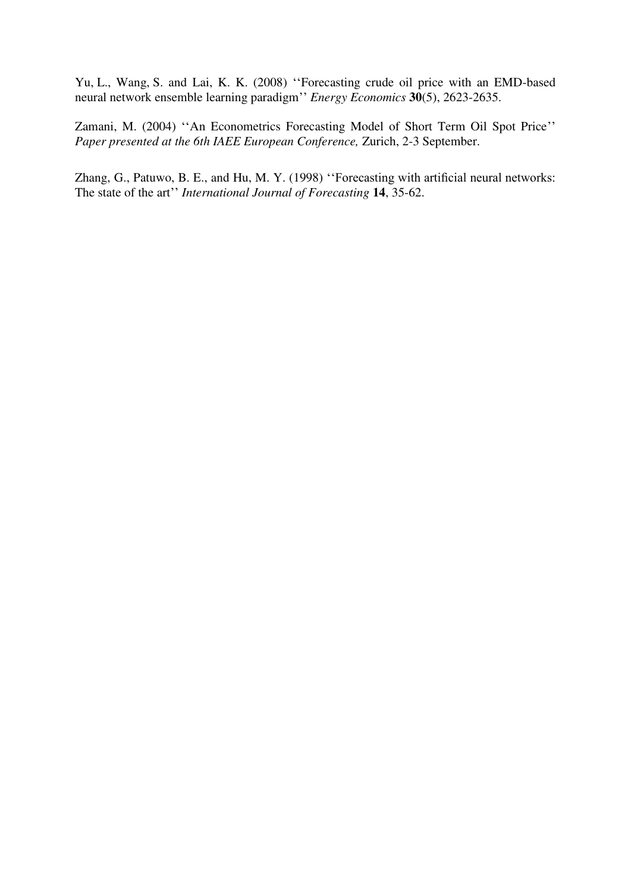Yu, L., Wang, S. and Lai, K. K. (2008) ''Forecasting crude oil price with an EMD-based neural network ensemble learning paradigm'' *Energy Economics* **30**(5), 2623-2635.

Zamani, M. (2004) ''An Econometrics Forecasting Model of Short Term Oil Spot Price'' *Paper presented at the 6th IAEE European Conference,* Zurich, 2-3 September.

Zhang, G., Patuwo, B. E., and Hu, M. Y. (1998) ''Forecasting with artificial neural networks: The state of the art'' *International Journal of Forecasting* **14**, 35-62.